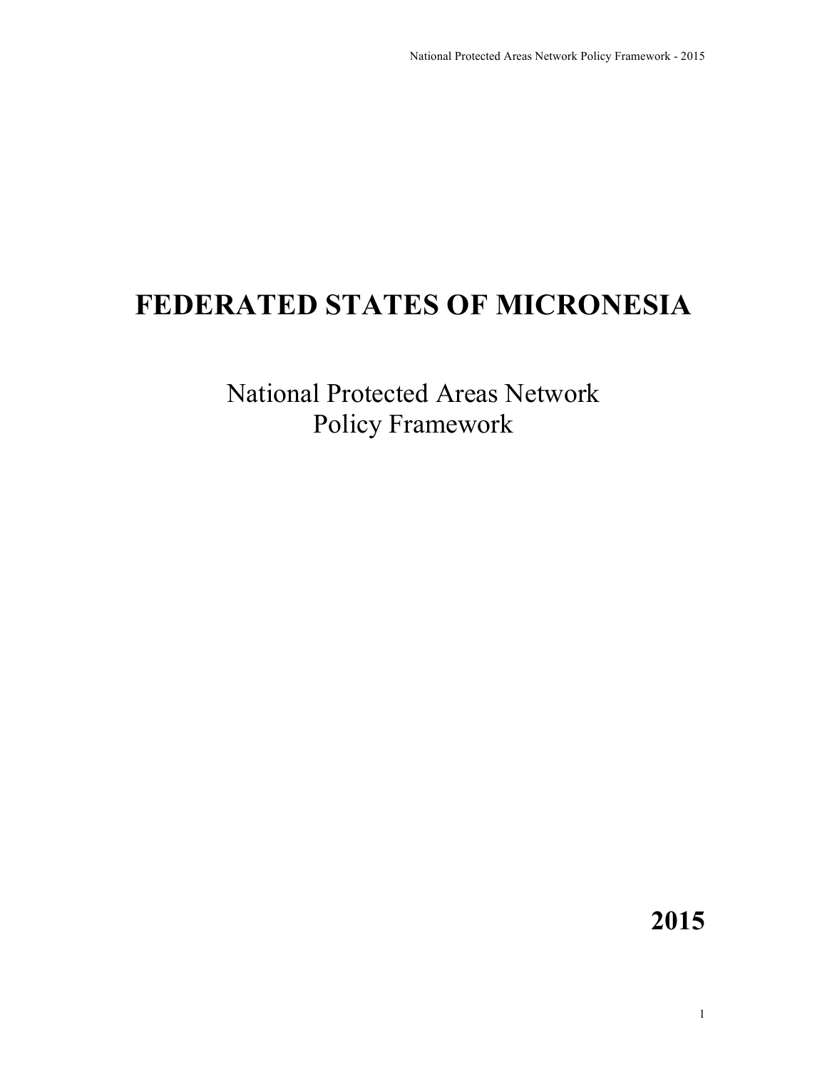# FEDERATED STATES OF MICRONESIA

## National Protected Areas Network Policy Framework

**2015**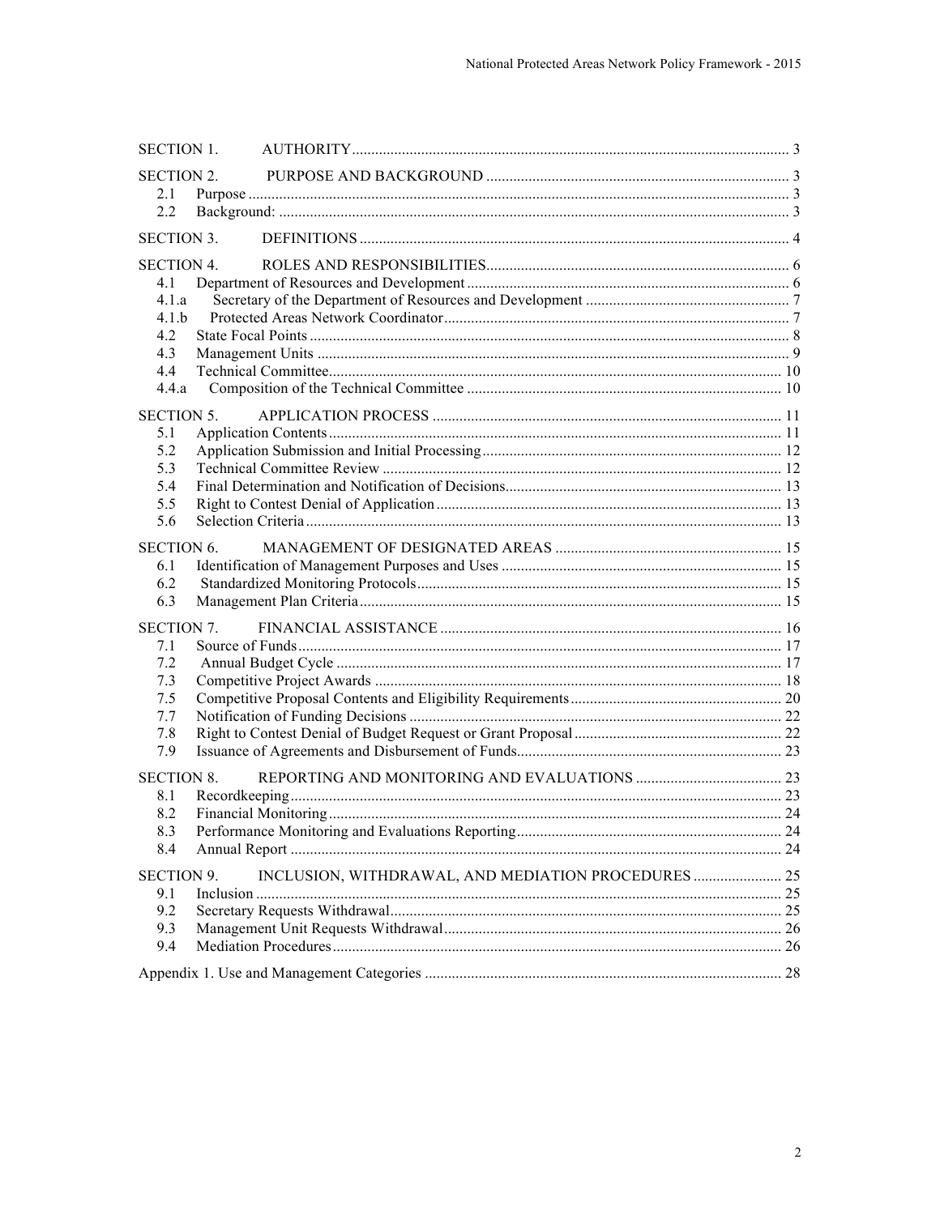SECTION 1. AUTHORITY ..... 3

SECTION 2. PURPOSE AND BACKGROUND ..... 3
- 2.1 Purpose ..... 3
- 2.2 Background: ..... 3

SECTION 3. DEFINITIONS ..... 4

SECTION 4. ROLES AND RESPONSIBILITIES ..... 6
- 4.1 Department of Resources and Development ..... 6
- 4.1.a Secretary of the Department of Resources and Development ..... 7
- 4.1.b Protected Areas Network Coordinator ..... 7
- 4.2 State Focal Points ..... 8
- 4.3 Management Units ..... 9
- 4.4 Technical Committee ..... 10
- 4.4.a Composition of the Technical Committee ..... 10

SECTION 5. APPLICATION PROCESS ..... 11
- 5.1 Application Contents ..... 11
- 5.2 Application Submission and Initial Processing ..... 12
- 5.3 Technical Committee Review ..... 12
- 5.4 Final Determination and Notification of Decisions ..... 13
- 5.5 Right to Contest Denial of Application ..... 13
- 5.6 Selection Criteria ..... 13

SECTION 6. MANAGEMENT OF DESIGNATED AREAS ..... 15
- 6.1 Identification of Management Purposes and Uses ..... 15
- 6.2 Standardized Monitoring Protocols ..... 15
- 6.3 Management Plan Criteria ..... 15

SECTION 7. FINANCIAL ASSISTANCE ..... 16
- 7.1 Source of Funds ..... 17
- 7.2 Annual Budget Cycle ..... 17
- 7.3 Competitive Project Awards ..... 18
- 7.5 Competitive Proposal Contents and Eligibility Requirements ..... 20
- 7.7 Notification of Funding Decisions ..... 22
- 7.8 Right to Contest Denial of Budget Request or Grant Proposal ..... 22
- 7.9 Issuance of Agreements and Disbursement of Funds ..... 23

SECTION 8. REPORTING AND MONITORING AND EVALUATIONS ..... 23
- 8.1 Recordkeeping ..... 23
- 8.2 Financial Monitoring ..... 24
- 8.3 Performance Monitoring and Evaluations Reporting ..... 24
- 8.4 Annual Report ..... 24

SECTION 9. INCLUSION, WITHDRAWAL, AND MEDIATION PROCEDURES ..... 25
- 9.1 Inclusion ..... 25
- 9.2 Secretary Requests Withdrawal ..... 25
- 9.3 Management Unit Requests Withdrawal ..... 26
- 9.4 Mediation Procedures ..... 26

Appendix 1. Use and Management Categories ..... 28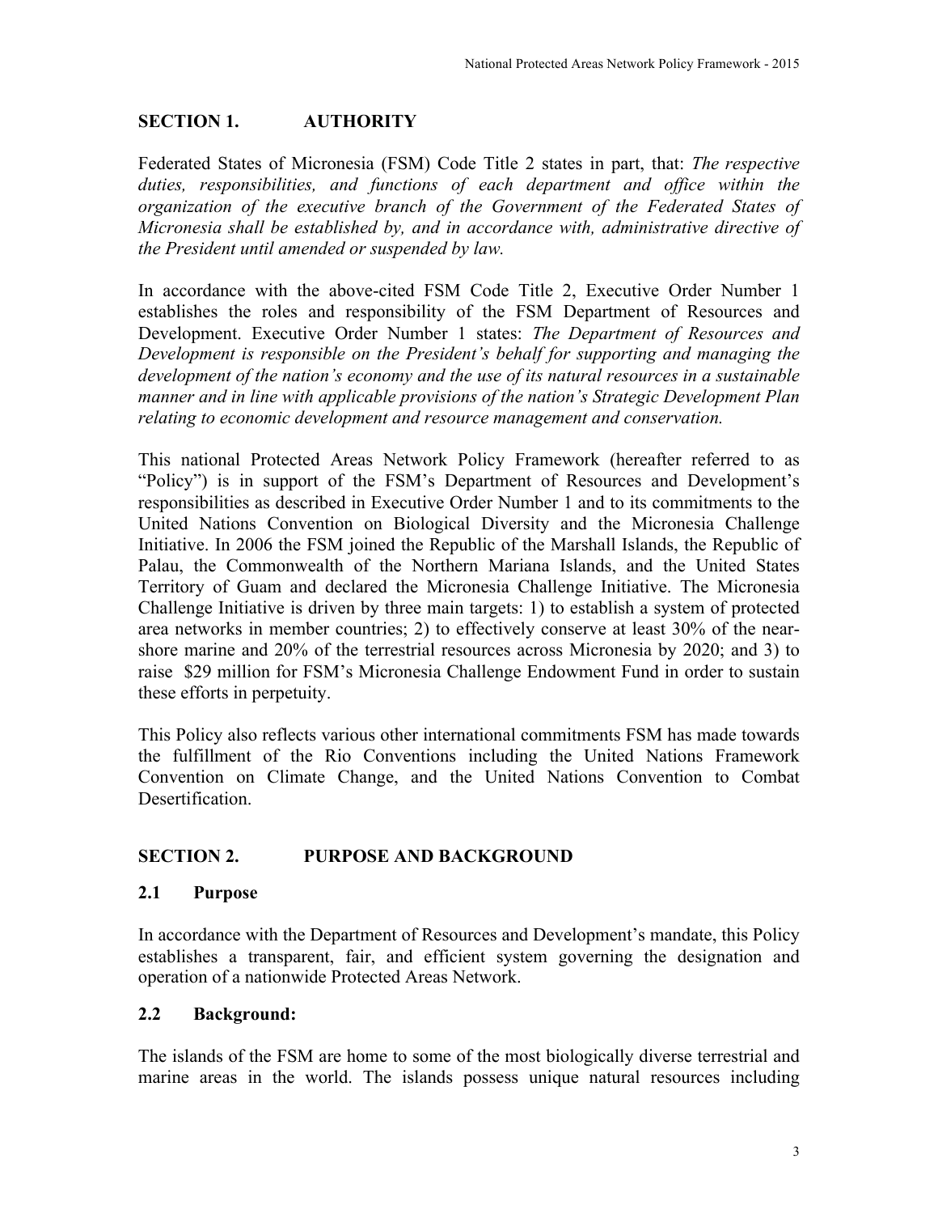## SECTION 1. AUTHORITY

Federated States of Micronesia (FSM) Code Title 2 states in part, that: *The respective duties, responsibilities, and functions of each department and office within the organization of the executive branch of the Government of the Federated States of Micronesia shall be established by, and in accordance with, administrative directive of the President until amended or suspended by law.*

In accordance with the above-cited FSM Code Title 2, Executive Order Number 1 establishes the roles and responsibility of the FSM Department of Resources and Development. Executive Order Number 1 states: *The Department of Resources and Development is responsible on the President's behalf for supporting and managing the development of the nation's economy and the use of its natural resources in a sustainable manner and in line with applicable provisions of the nation's Strategic Development Plan relating to economic development and resource management and conservation.*

This national Protected Areas Network Policy Framework (hereafter referred to as "Policy") is in support of the FSM's Department of Resources and Development's responsibilities as described in Executive Order Number 1 and to its commitments to the United Nations Convention on Biological Diversity and the Micronesia Challenge Initiative. In 2006 the FSM joined the Republic of the Marshall Islands, the Republic of Palau, the Commonwealth of the Northern Mariana Islands, and the United States Territory of Guam and declared the Micronesia Challenge Initiative. The Micronesia Challenge Initiative is driven by three main targets: 1) to establish a system of protected area networks in member countries; 2) to effectively conserve at least 30% of the near-shore marine and 20% of the terrestrial resources across Micronesia by 2020; and 3) to raise $29 million for FSM's Micronesia Challenge Endowment Fund in order to sustain these efforts in perpetuity.

This Policy also reflects various other international commitments FSM has made towards the fulfillment of the Rio Conventions including the United Nations Framework Convention on Climate Change, and the United Nations Convention to Combat Desertification.

## SECTION 2. PURPOSE AND BACKGROUND

### 2.1 Purpose

In accordance with the Department of Resources and Development's mandate, this Policy establishes a transparent, fair, and efficient system governing the designation and operation of a nationwide Protected Areas Network.

### 2.2 Background:

The islands of the FSM are home to some of the most biologically diverse terrestrial and marine areas in the world. The islands possess unique natural resources including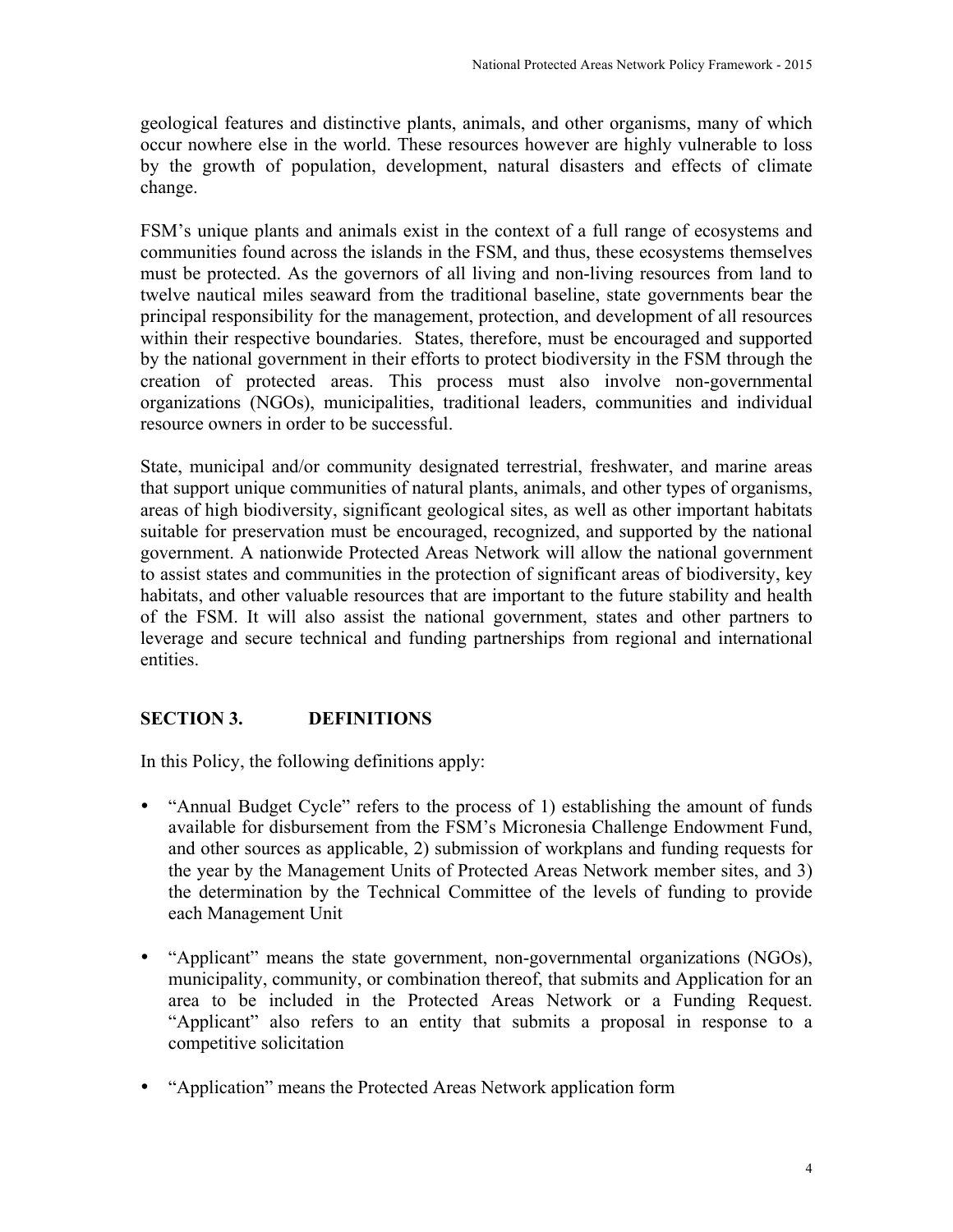geological features and distinctive plants, animals, and other organisms, many of which occur nowhere else in the world. These resources however are highly vulnerable to loss by the growth of population, development, natural disasters and effects of climate change.

FSM's unique plants and animals exist in the context of a full range of ecosystems and communities found across the islands in the FSM, and thus, these ecosystems themselves must be protected. As the governors of all living and non-living resources from land to twelve nautical miles seaward from the traditional baseline, state governments bear the principal responsibility for the management, protection, and development of all resources within their respective boundaries. States, therefore, must be encouraged and supported by the national government in their efforts to protect biodiversity in the FSM through the creation of protected areas. This process must also involve non-governmental organizations (NGOs), municipalities, traditional leaders, communities and individual resource owners in order to be successful.

State, municipal and/or community designated terrestrial, freshwater, and marine areas that support unique communities of natural plants, animals, and other types of organisms, areas of high biodiversity, significant geological sites, as well as other important habitats suitable for preservation must be encouraged, recognized, and supported by the national government. A nationwide Protected Areas Network will allow the national government to assist states and communities in the protection of significant areas of biodiversity, key habitats, and other valuable resources that are important to the future stability and health of the FSM. It will also assist the national government, states and other partners to leverage and secure technical and funding partnerships from regional and international entities.

## SECTION 3. DEFINITIONS

In this Policy, the following definitions apply:

- "Annual Budget Cycle" refers to the process of 1) establishing the amount of funds available for disbursement from the FSM's Micronesia Challenge Endowment Fund, and other sources as applicable, 2) submission of workplans and funding requests for the year by the Management Units of Protected Areas Network member sites, and 3) the determination by the Technical Committee of the levels of funding to provide each Management Unit

- "Applicant" means the state government, non-governmental organizations (NGOs), municipality, community, or combination thereof, that submits and Application for an area to be included in the Protected Areas Network or a Funding Request. "Applicant" also refers to an entity that submits a proposal in response to a competitive solicitation

- "Application" means the Protected Areas Network application form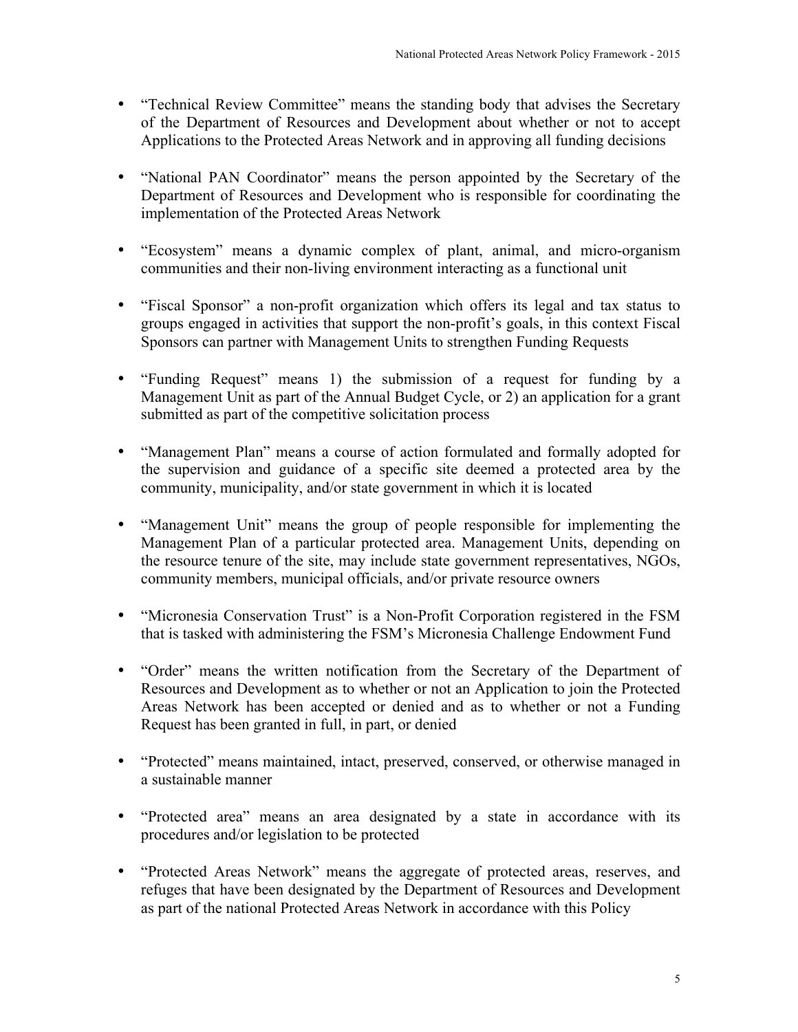- "Technical Review Committee" means the standing body that advises the Secretary of the Department of Resources and Development about whether or not to accept Applications to the Protected Areas Network and in approving all funding decisions

- "National PAN Coordinator" means the person appointed by the Secretary of the Department of Resources and Development who is responsible for coordinating the implementation of the Protected Areas Network

- "Ecosystem" means a dynamic complex of plant, animal, and micro-organism communities and their non-living environment interacting as a functional unit

- "Fiscal Sponsor" a non-profit organization which offers its legal and tax status to groups engaged in activities that support the non-profit's goals, in this context Fiscal Sponsors can partner with Management Units to strengthen Funding Requests

- "Funding Request" means 1) the submission of a request for funding by a Management Unit as part of the Annual Budget Cycle, or 2) an application for a grant submitted as part of the competitive solicitation process

- "Management Plan" means a course of action formulated and formally adopted for the supervision and guidance of a specific site deemed a protected area by the community, municipality, and/or state government in which it is located

- "Management Unit" means the group of people responsible for implementing the Management Plan of a particular protected area. Management Units, depending on the resource tenure of the site, may include state government representatives, NGOs, community members, municipal officials, and/or private resource owners

- "Micronesia Conservation Trust" is a Non-Profit Corporation registered in the FSM that is tasked with administering the FSM's Micronesia Challenge Endowment Fund

- "Order" means the written notification from the Secretary of the Department of Resources and Development as to whether or not an Application to join the Protected Areas Network has been accepted or denied and as to whether or not a Funding Request has been granted in full, in part, or denied

- "Protected" means maintained, intact, preserved, conserved, or otherwise managed in a sustainable manner

- "Protected area" means an area designated by a state in accordance with its procedures and/or legislation to be protected

- "Protected Areas Network" means the aggregate of protected areas, reserves, and refuges that have been designated by the Department of Resources and Development as part of the national Protected Areas Network in accordance with this Policy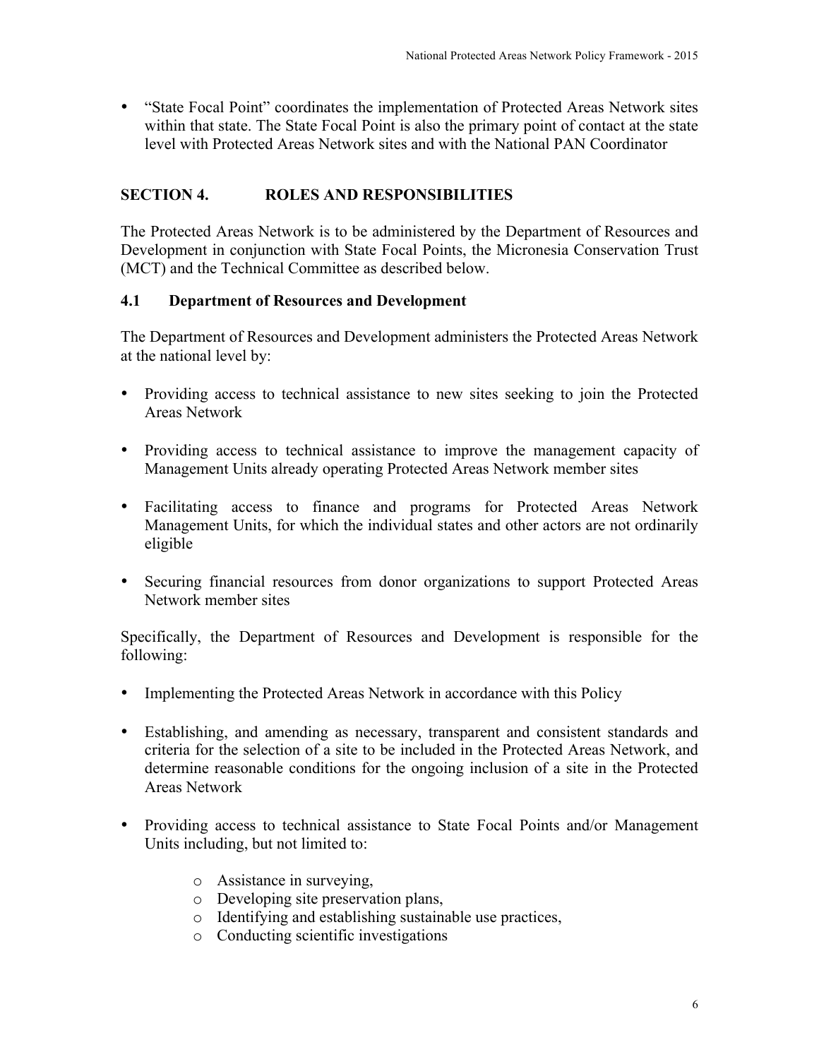- "State Focal Point" coordinates the implementation of Protected Areas Network sites within that state. The State Focal Point is also the primary point of contact at the state level with Protected Areas Network sites and with the National PAN Coordinator

## SECTION 4. ROLES AND RESPONSIBILITIES

The Protected Areas Network is to be administered by the Department of Resources and Development in conjunction with State Focal Points, the Micronesia Conservation Trust (MCT) and the Technical Committee as described below.

### 4.1 Department of Resources and Development

The Department of Resources and Development administers the Protected Areas Network at the national level by:

- Providing access to technical assistance to new sites seeking to join the Protected Areas Network
- Providing access to technical assistance to improve the management capacity of Management Units already operating Protected Areas Network member sites
- Facilitating access to finance and programs for Protected Areas Network Management Units, for which the individual states and other actors are not ordinarily eligible
- Securing financial resources from donor organizations to support Protected Areas Network member sites

Specifically, the Department of Resources and Development is responsible for the following:

- Implementing the Protected Areas Network in accordance with this Policy
- Establishing, and amending as necessary, transparent and consistent standards and criteria for the selection of a site to be included in the Protected Areas Network, and determine reasonable conditions for the ongoing inclusion of a site in the Protected Areas Network
- Providing access to technical assistance to State Focal Points and/or Management Units including, but not limited to:
    - Assistance in surveying,
    - Developing site preservation plans,
    - Identifying and establishing sustainable use practices,
    - Conducting scientific investigations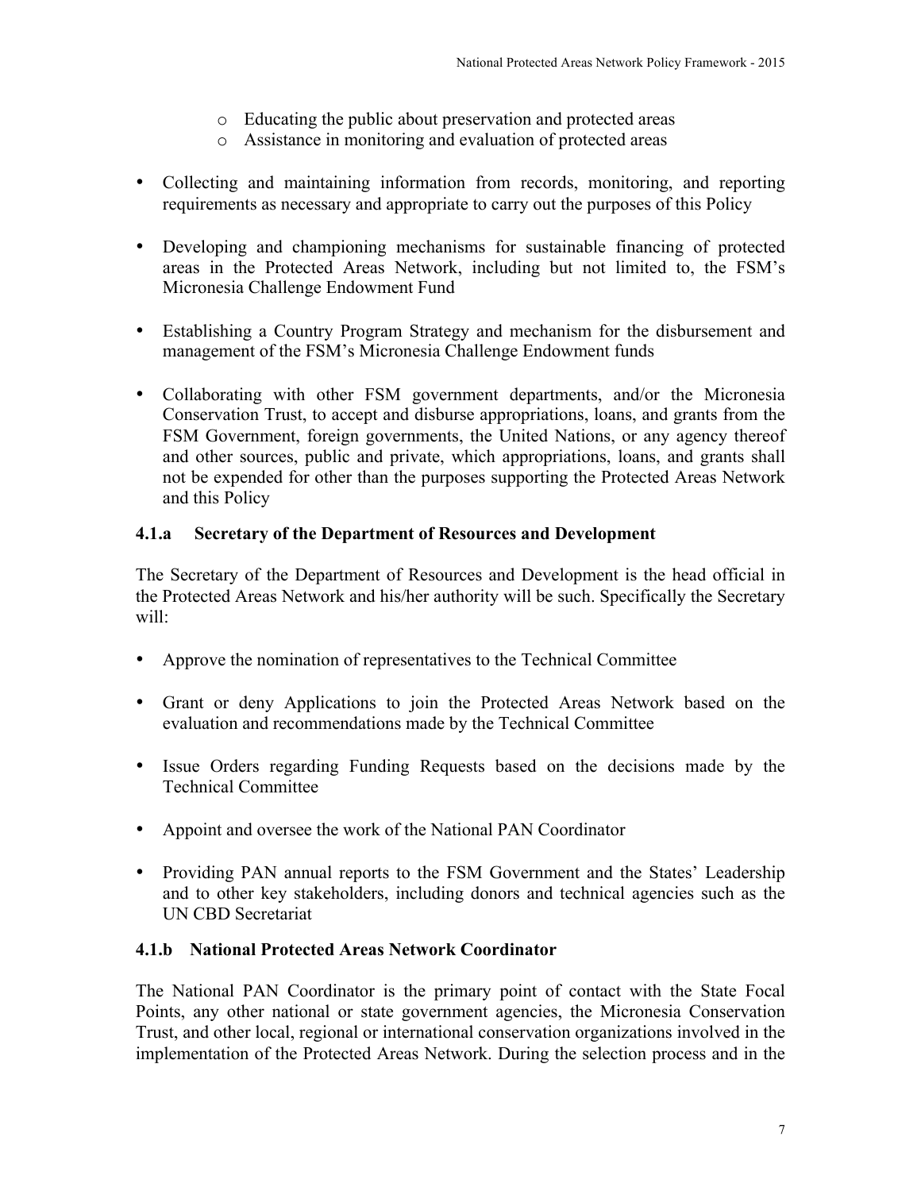- Educating the public about preservation and protected areas
    - Assistance in monitoring and evaluation of protected areas

- Collecting and maintaining information from records, monitoring, and reporting requirements as necessary and appropriate to carry out the purposes of this Policy

- Developing and championing mechanisms for sustainable financing of protected areas in the Protected Areas Network, including but not limited to, the FSM's Micronesia Challenge Endowment Fund

- Establishing a Country Program Strategy and mechanism for the disbursement and management of the FSM's Micronesia Challenge Endowment funds

- Collaborating with other FSM government departments, and/or the Micronesia Conservation Trust, to accept and disburse appropriations, loans, and grants from the FSM Government, foreign governments, the United Nations, or any agency thereof and other sources, public and private, which appropriations, loans, and grants shall not be expended for other than the purposes supporting the Protected Areas Network and this Policy

### 4.1.a Secretary of the Department of Resources and Development

The Secretary of the Department of Resources and Development is the head official in the Protected Areas Network and his/her authority will be such. Specifically the Secretary will:

- Approve the nomination of representatives to the Technical Committee

- Grant or deny Applications to join the Protected Areas Network based on the evaluation and recommendations made by the Technical Committee

- Issue Orders regarding Funding Requests based on the decisions made by the Technical Committee

- Appoint and oversee the work of the National PAN Coordinator

- Providing PAN annual reports to the FSM Government and the States' Leadership and to other key stakeholders, including donors and technical agencies such as the UN CBD Secretariat

### 4.1.b National Protected Areas Network Coordinator

The National PAN Coordinator is the primary point of contact with the State Focal Points, any other national or state government agencies, the Micronesia Conservation Trust, and other local, regional or international conservation organizations involved in the implementation of the Protected Areas Network. During the selection process and in the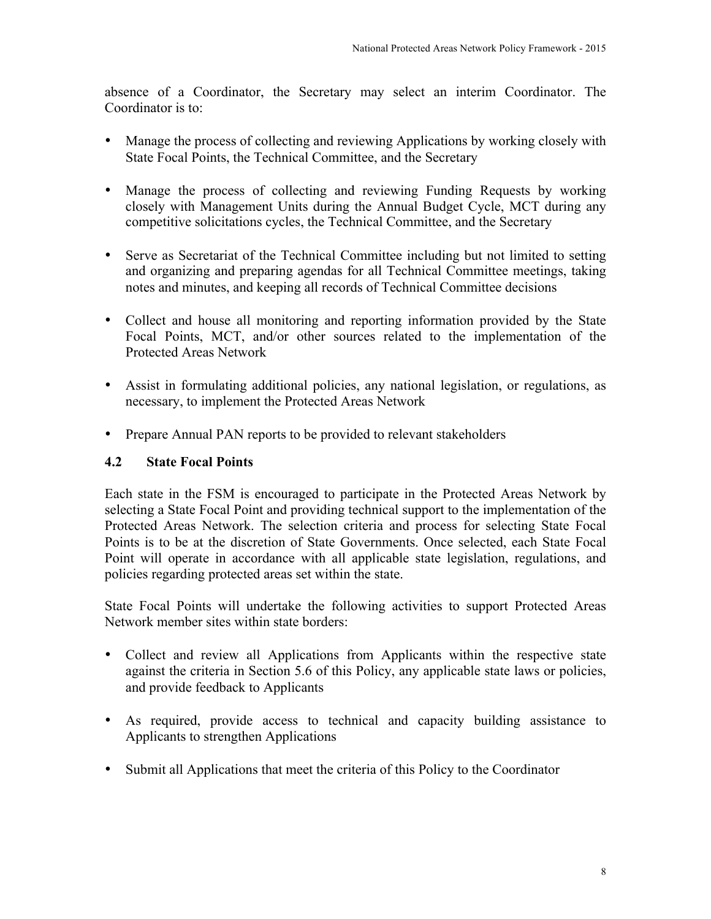absence of a Coordinator, the Secretary may select an interim Coordinator. The Coordinator is to:

- Manage the process of collecting and reviewing Applications by working closely with State Focal Points, the Technical Committee, and the Secretary

- Manage the process of collecting and reviewing Funding Requests by working closely with Management Units during the Annual Budget Cycle, MCT during any competitive solicitations cycles, the Technical Committee, and the Secretary

- Serve as Secretariat of the Technical Committee including but not limited to setting and organizing and preparing agendas for all Technical Committee meetings, taking notes and minutes, and keeping all records of Technical Committee decisions

- Collect and house all monitoring and reporting information provided by the State Focal Points, MCT, and/or other sources related to the implementation of the Protected Areas Network

- Assist in formulating additional policies, any national legislation, or regulations, as necessary, to implement the Protected Areas Network

- Prepare Annual PAN reports to be provided to relevant stakeholders

### 4.2 State Focal Points

Each state in the FSM is encouraged to participate in the Protected Areas Network by selecting a State Focal Point and providing technical support to the implementation of the Protected Areas Network. The selection criteria and process for selecting State Focal Points is to be at the discretion of State Governments. Once selected, each State Focal Point will operate in accordance with all applicable state legislation, regulations, and policies regarding protected areas set within the state.

State Focal Points will undertake the following activities to support Protected Areas Network member sites within state borders:

- Collect and review all Applications from Applicants within the respective state against the criteria in Section 5.6 of this Policy, any applicable state laws or policies, and provide feedback to Applicants

- As required, provide access to technical and capacity building assistance to Applicants to strengthen Applications

- Submit all Applications that meet the criteria of this Policy to the Coordinator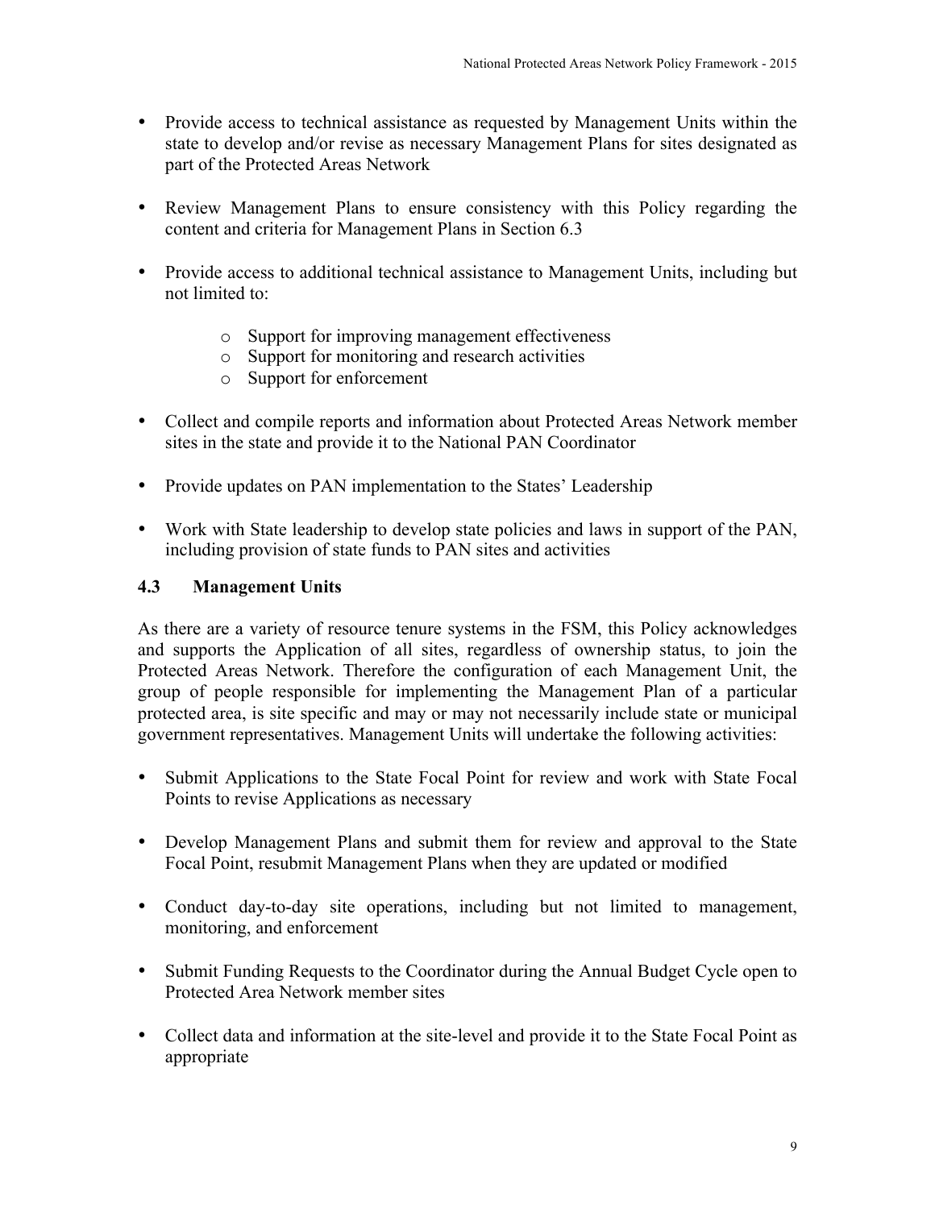- Provide access to technical assistance as requested by Management Units within the state to develop and/or revise as necessary Management Plans for sites designated as part of the Protected Areas Network

- Review Management Plans to ensure consistency with this Policy regarding the content and criteria for Management Plans in Section 6.3

- Provide access to additional technical assistance to Management Units, including but not limited to:

    - Support for improving management effectiveness
    - Support for monitoring and research activities
    - Support for enforcement

- Collect and compile reports and information about Protected Areas Network member sites in the state and provide it to the National PAN Coordinator

- Provide updates on PAN implementation to the States' Leadership

- Work with State leadership to develop state policies and laws in support of the PAN, including provision of state funds to PAN sites and activities

### 4.3 Management Units

As there are a variety of resource tenure systems in the FSM, this Policy acknowledges and supports the Application of all sites, regardless of ownership status, to join the Protected Areas Network. Therefore the configuration of each Management Unit, the group of people responsible for implementing the Management Plan of a particular protected area, is site specific and may or may not necessarily include state or municipal government representatives. Management Units will undertake the following activities:

- Submit Applications to the State Focal Point for review and work with State Focal Points to revise Applications as necessary

- Develop Management Plans and submit them for review and approval to the State Focal Point, resubmit Management Plans when they are updated or modified

- Conduct day-to-day site operations, including but not limited to management, monitoring, and enforcement

- Submit Funding Requests to the Coordinator during the Annual Budget Cycle open to Protected Area Network member sites

- Collect data and information at the site-level and provide it to the State Focal Point as appropriate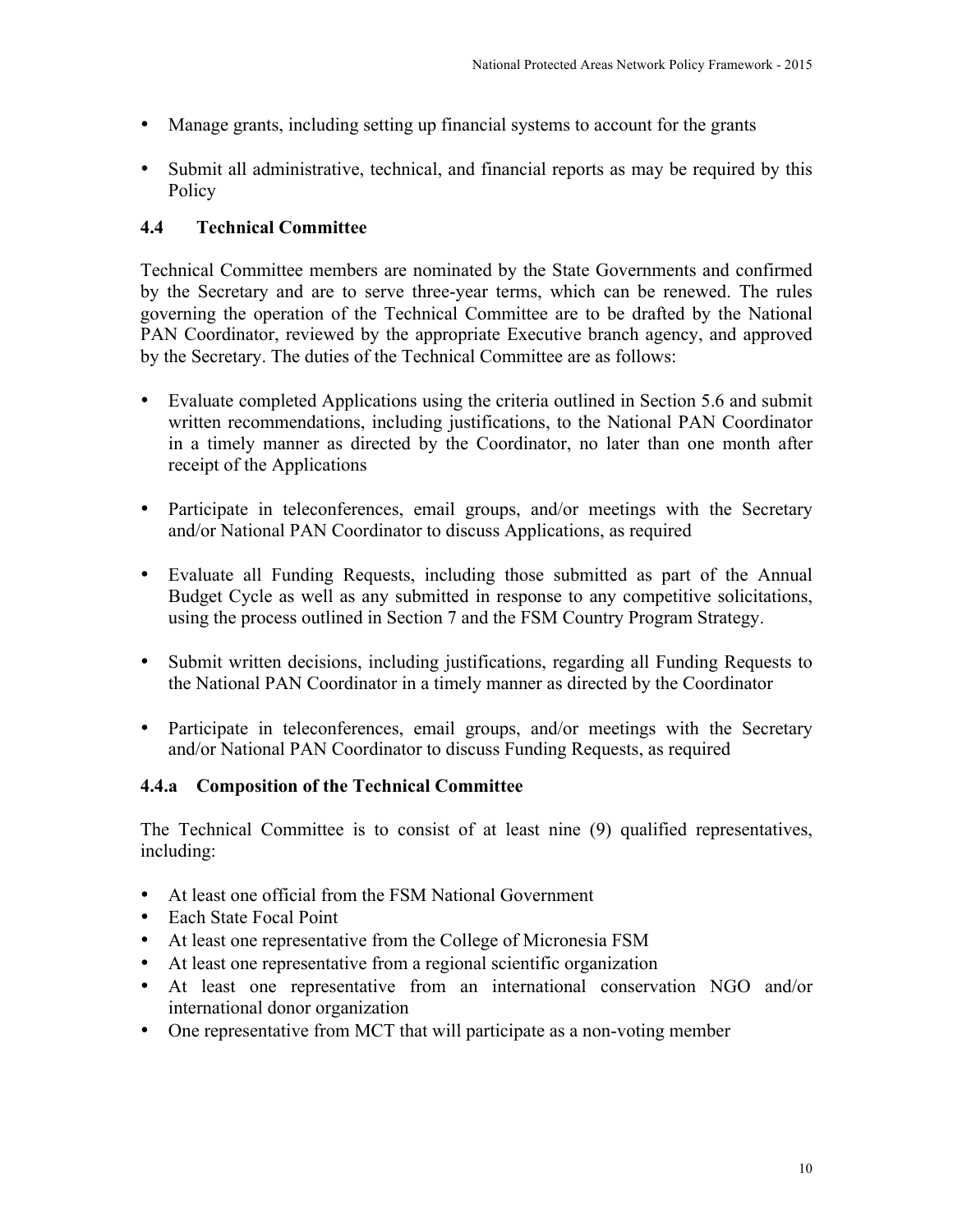- Manage grants, including setting up financial systems to account for the grants
- Submit all administrative, technical, and financial reports as may be required by this Policy

### 4.4 Technical Committee

Technical Committee members are nominated by the State Governments and confirmed by the Secretary and are to serve three-year terms, which can be renewed. The rules governing the operation of the Technical Committee are to be drafted by the National PAN Coordinator, reviewed by the appropriate Executive branch agency, and approved by the Secretary. The duties of the Technical Committee are as follows:

- Evaluate completed Applications using the criteria outlined in Section 5.6 and submit written recommendations, including justifications, to the National PAN Coordinator in a timely manner as directed by the Coordinator, no later than one month after receipt of the Applications
- Participate in teleconferences, email groups, and/or meetings with the Secretary and/or National PAN Coordinator to discuss Applications, as required
- Evaluate all Funding Requests, including those submitted as part of the Annual Budget Cycle as well as any submitted in response to any competitive solicitations, using the process outlined in Section 7 and the FSM Country Program Strategy.
- Submit written decisions, including justifications, regarding all Funding Requests to the National PAN Coordinator in a timely manner as directed by the Coordinator
- Participate in teleconferences, email groups, and/or meetings with the Secretary and/or National PAN Coordinator to discuss Funding Requests, as required

#### 4.4.a Composition of the Technical Committee

The Technical Committee is to consist of at least nine (9) qualified representatives, including:

- At least one official from the FSM National Government
- Each State Focal Point
- At least one representative from the College of Micronesia FSM
- At least one representative from a regional scientific organization
- At least one representative from an international conservation NGO and/or international donor organization
- One representative from MCT that will participate as a non-voting member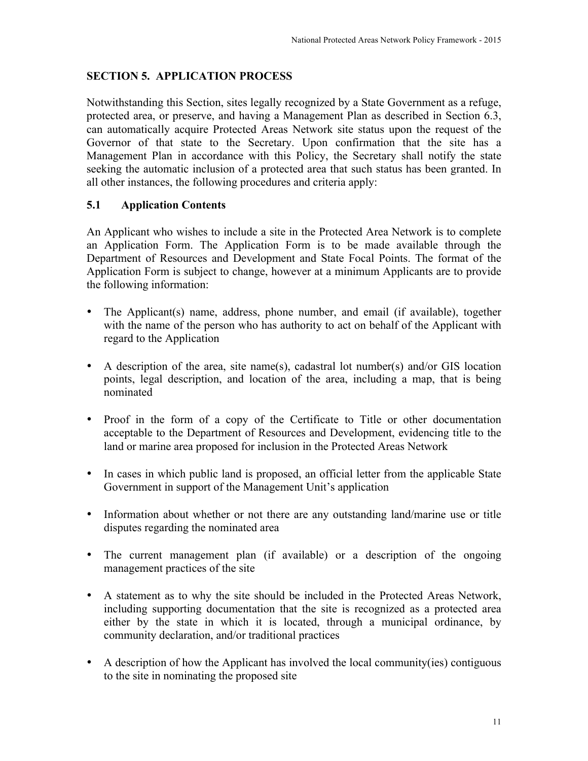## SECTION 5. APPLICATION PROCESS

Notwithstanding this Section, sites legally recognized by a State Government as a refuge, protected area, or preserve, and having a Management Plan as described in Section 6.3, can automatically acquire Protected Areas Network site status upon the request of the Governor of that state to the Secretary. Upon confirmation that the site has a Management Plan in accordance with this Policy, the Secretary shall notify the state seeking the automatic inclusion of a protected area that such status has been granted. In all other instances, the following procedures and criteria apply:

### 5.1 Application Contents

An Applicant who wishes to include a site in the Protected Area Network is to complete an Application Form. The Application Form is to be made available through the Department of Resources and Development and State Focal Points. The format of the Application Form is subject to change, however at a minimum Applicants are to provide the following information:

- The Applicant(s) name, address, phone number, and email (if available), together with the name of the person who has authority to act on behalf of the Applicant with regard to the Application
- A description of the area, site name(s), cadastral lot number(s) and/or GIS location points, legal description, and location of the area, including a map, that is being nominated
- Proof in the form of a copy of the Certificate to Title or other documentation acceptable to the Department of Resources and Development, evidencing title to the land or marine area proposed for inclusion in the Protected Areas Network
- In cases in which public land is proposed, an official letter from the applicable State Government in support of the Management Unit's application
- Information about whether or not there are any outstanding land/marine use or title disputes regarding the nominated area
- The current management plan (if available) or a description of the ongoing management practices of the site
- A statement as to why the site should be included in the Protected Areas Network, including supporting documentation that the site is recognized as a protected area either by the state in which it is located, through a municipal ordinance, by community declaration, and/or traditional practices
- A description of how the Applicant has involved the local community(ies) contiguous to the site in nominating the proposed site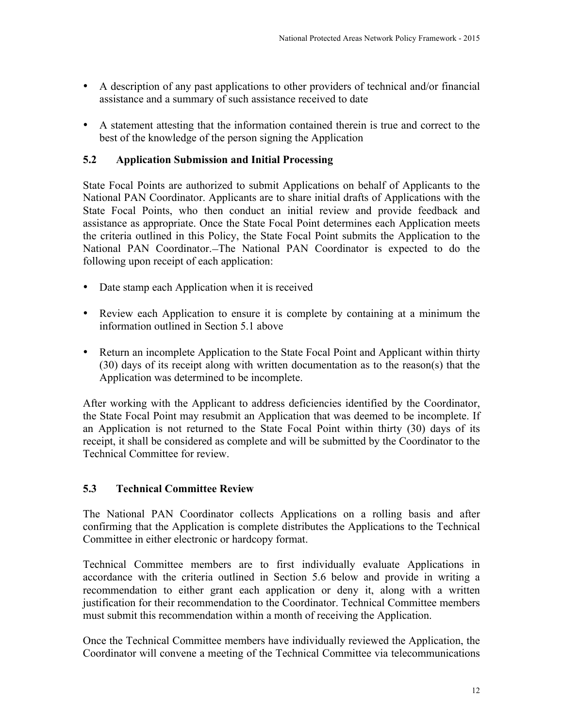- A description of any past applications to other providers of technical and/or financial assistance and a summary of such assistance received to date
- A statement attesting that the information contained therein is true and correct to the best of the knowledge of the person signing the Application

### 5.2 Application Submission and Initial Processing

State Focal Points are authorized to submit Applications on behalf of Applicants to the National PAN Coordinator. Applicants are to share initial drafts of Applications with the State Focal Points, who then conduct an initial review and provide feedback and assistance as appropriate. Once the State Focal Point determines each Application meets the criteria outlined in this Policy, the State Focal Point submits the Application to the National PAN Coordinator.–The National PAN Coordinator is expected to do the following upon receipt of each application:

- Date stamp each Application when it is received
- Review each Application to ensure it is complete by containing at a minimum the information outlined in Section 5.1 above
- Return an incomplete Application to the State Focal Point and Applicant within thirty (30) days of its receipt along with written documentation as to the reason(s) that the Application was determined to be incomplete.

After working with the Applicant to address deficiencies identified by the Coordinator, the State Focal Point may resubmit an Application that was deemed to be incomplete. If an Application is not returned to the State Focal Point within thirty (30) days of its receipt, it shall be considered as complete and will be submitted by the Coordinator to the Technical Committee for review.

### 5.3 Technical Committee Review

The National PAN Coordinator collects Applications on a rolling basis and after confirming that the Application is complete distributes the Applications to the Technical Committee in either electronic or hardcopy format.

Technical Committee members are to first individually evaluate Applications in accordance with the criteria outlined in Section 5.6 below and provide in writing a recommendation to either grant each application or deny it, along with a written justification for their recommendation to the Coordinator. Technical Committee members must submit this recommendation within a month of receiving the Application.

Once the Technical Committee members have individually reviewed the Application, the Coordinator will convene a meeting of the Technical Committee via telecommunications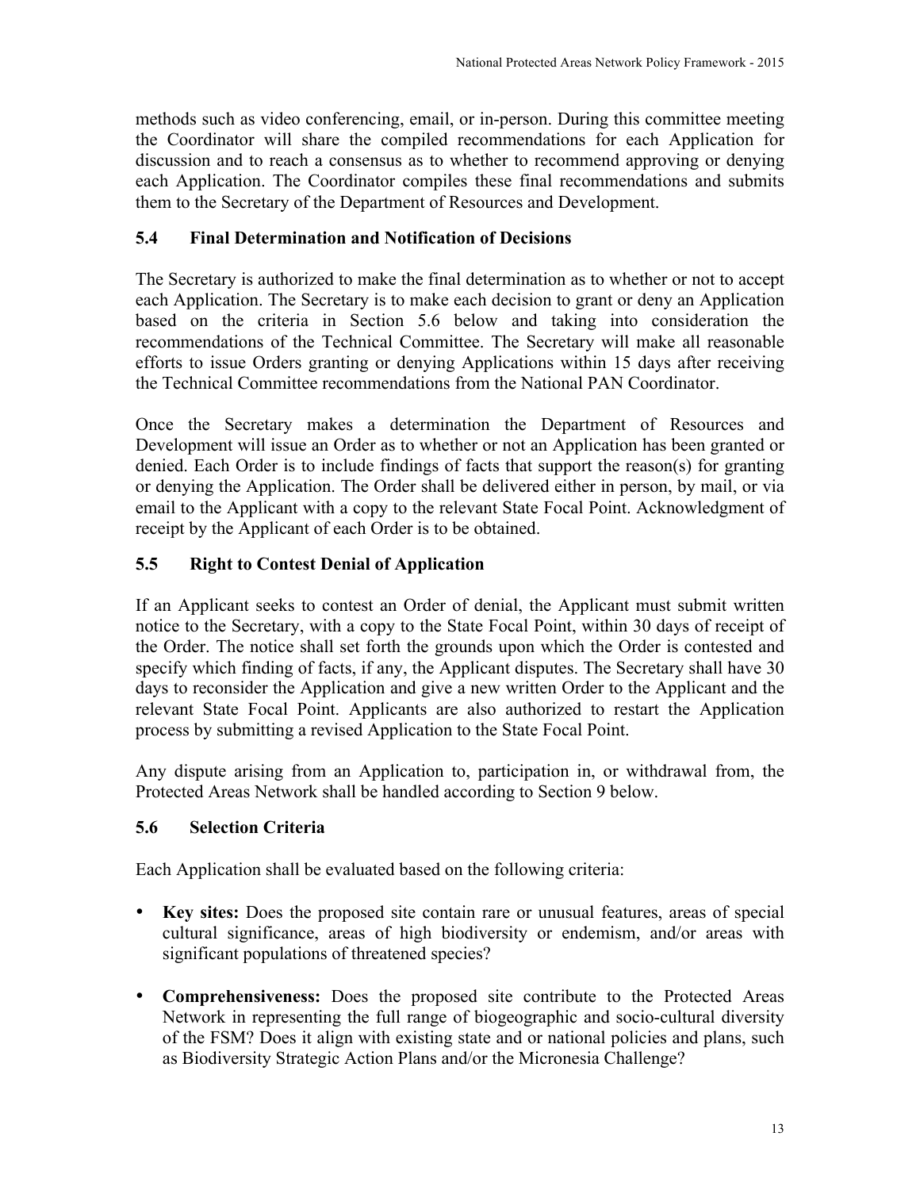methods such as video conferencing, email, or in-person. During this committee meeting the Coordinator will share the compiled recommendations for each Application for discussion and to reach a consensus as to whether to recommend approving or denying each Application. The Coordinator compiles these final recommendations and submits them to the Secretary of the Department of Resources and Development.

### 5.4 Final Determination and Notification of Decisions

The Secretary is authorized to make the final determination as to whether or not to accept each Application. The Secretary is to make each decision to grant or deny an Application based on the criteria in Section 5.6 below and taking into consideration the recommendations of the Technical Committee. The Secretary will make all reasonable efforts to issue Orders granting or denying Applications within 15 days after receiving the Technical Committee recommendations from the National PAN Coordinator.

Once the Secretary makes a determination the Department of Resources and Development will issue an Order as to whether or not an Application has been granted or denied. Each Order is to include findings of facts that support the reason(s) for granting or denying the Application. The Order shall be delivered either in person, by mail, or via email to the Applicant with a copy to the relevant State Focal Point. Acknowledgment of receipt by the Applicant of each Order is to be obtained.

### 5.5 Right to Contest Denial of Application

If an Applicant seeks to contest an Order of denial, the Applicant must submit written notice to the Secretary, with a copy to the State Focal Point, within 30 days of receipt of the Order. The notice shall set forth the grounds upon which the Order is contested and specify which finding of facts, if any, the Applicant disputes. The Secretary shall have 30 days to reconsider the Application and give a new written Order to the Applicant and the relevant State Focal Point. Applicants are also authorized to restart the Application process by submitting a revised Application to the State Focal Point.

Any dispute arising from an Application to, participation in, or withdrawal from, the Protected Areas Network shall be handled according to Section 9 below.

### 5.6 Selection Criteria

Each Application shall be evaluated based on the following criteria:

- **Key sites:** Does the proposed site contain rare or unusual features, areas of special cultural significance, areas of high biodiversity or endemism, and/or areas with significant populations of threatened species?

- **Comprehensiveness:** Does the proposed site contribute to the Protected Areas Network in representing the full range of biogeographic and socio-cultural diversity of the FSM? Does it align with existing state and or national policies and plans, such as Biodiversity Strategic Action Plans and/or the Micronesia Challenge?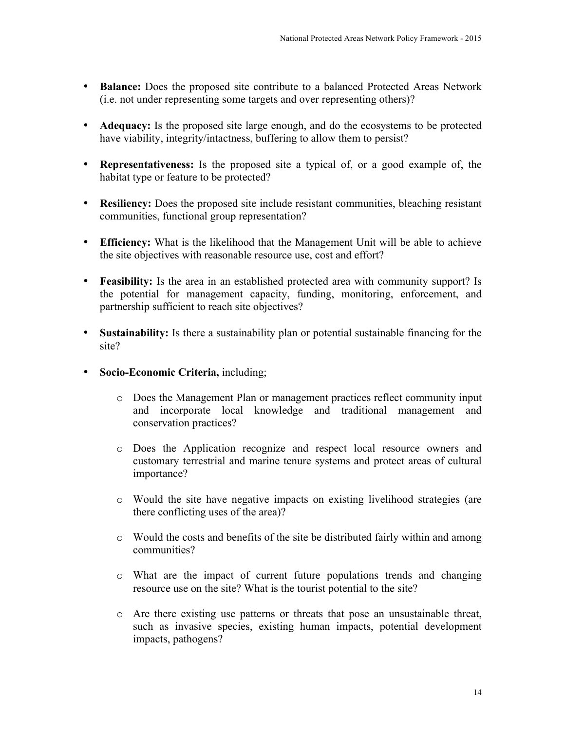- **Balance:** Does the proposed site contribute to a balanced Protected Areas Network (i.e. not under representing some targets and over representing others)?

- **Adequacy:** Is the proposed site large enough, and do the ecosystems to be protected have viability, integrity/intactness, buffering to allow them to persist?

- **Representativeness:** Is the proposed site a typical of, or a good example of, the habitat type or feature to be protected?

- **Resiliency:** Does the proposed site include resistant communities, bleaching resistant communities, functional group representation?

- **Efficiency:** What is the likelihood that the Management Unit will be able to achieve the site objectives with reasonable resource use, cost and effort?

- **Feasibility:** Is the area in an established protected area with community support? Is the potential for management capacity, funding, monitoring, enforcement, and partnership sufficient to reach site objectives?

- **Sustainability:** Is there a sustainability plan or potential sustainable financing for the site?

- **Socio-Economic Criteria,** including;

    - Does the Management Plan or management practices reflect community input and incorporate local knowledge and traditional management and conservation practices?

    - Does the Application recognize and respect local resource owners and customary terrestrial and marine tenure systems and protect areas of cultural importance?

    - Would the site have negative impacts on existing livelihood strategies (are there conflicting uses of the area)?

    - Would the costs and benefits of the site be distributed fairly within and among communities?

    - What are the impact of current future populations trends and changing resource use on the site? What is the tourist potential to the site?

    - Are there existing use patterns or threats that pose an unsustainable threat, such as invasive species, existing human impacts, potential development impacts, pathogens?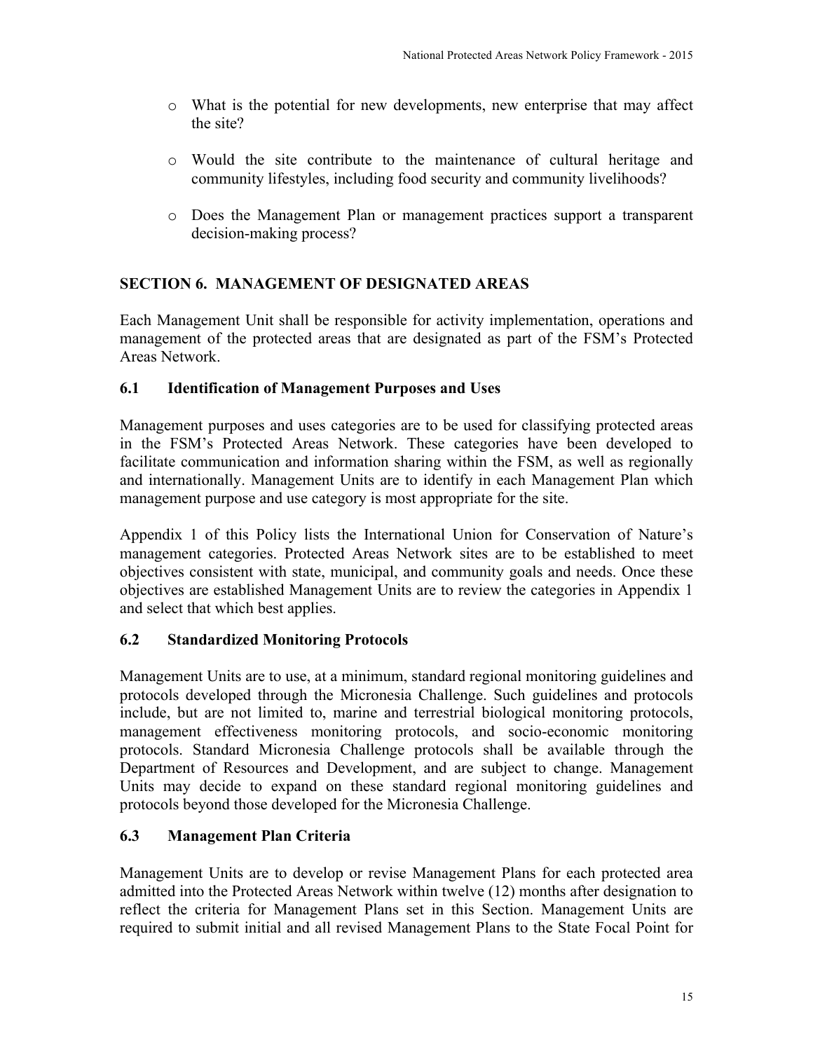- What is the potential for new developments, new enterprise that may affect the site?
- Would the site contribute to the maintenance of cultural heritage and community lifestyles, including food security and community livelihoods?
- Does the Management Plan or management practices support a transparent decision-making process?

## SECTION 6. MANAGEMENT OF DESIGNATED AREAS

Each Management Unit shall be responsible for activity implementation, operations and management of the protected areas that are designated as part of the FSM's Protected Areas Network.

### 6.1 Identification of Management Purposes and Uses

Management purposes and uses categories are to be used for classifying protected areas in the FSM's Protected Areas Network. These categories have been developed to facilitate communication and information sharing within the FSM, as well as regionally and internationally. Management Units are to identify in each Management Plan which management purpose and use category is most appropriate for the site.

Appendix 1 of this Policy lists the International Union for Conservation of Nature's management categories. Protected Areas Network sites are to be established to meet objectives consistent with state, municipal, and community goals and needs. Once these objectives are established Management Units are to review the categories in Appendix 1 and select that which best applies.

### 6.2 Standardized Monitoring Protocols

Management Units are to use, at a minimum, standard regional monitoring guidelines and protocols developed through the Micronesia Challenge. Such guidelines and protocols include, but are not limited to, marine and terrestrial biological monitoring protocols, management effectiveness monitoring protocols, and socio-economic monitoring protocols. Standard Micronesia Challenge protocols shall be available through the Department of Resources and Development, and are subject to change. Management Units may decide to expand on these standard regional monitoring guidelines and protocols beyond those developed for the Micronesia Challenge.

### 6.3 Management Plan Criteria

Management Units are to develop or revise Management Plans for each protected area admitted into the Protected Areas Network within twelve (12) months after designation to reflect the criteria for Management Plans set in this Section. Management Units are required to submit initial and all revised Management Plans to the State Focal Point for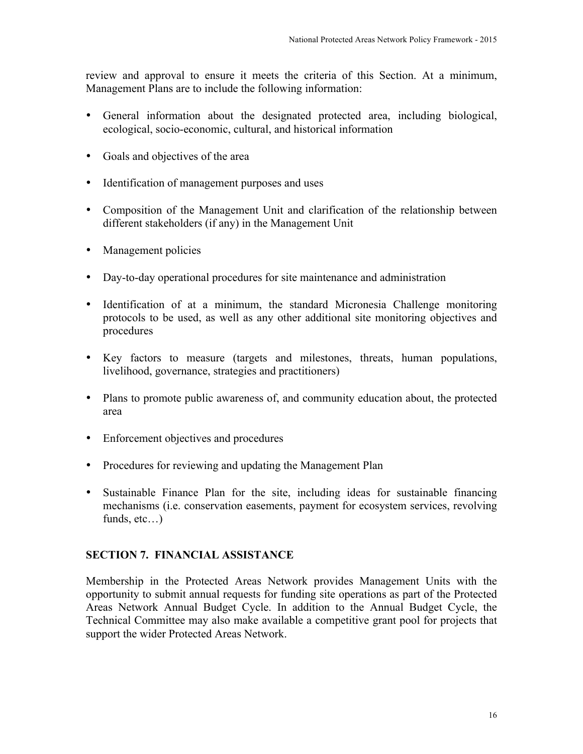review and approval to ensure it meets the criteria of this Section. At a minimum, Management Plans are to include the following information:

- General information about the designated protected area, including biological, ecological, socio-economic, cultural, and historical information
- Goals and objectives of the area
- Identification of management purposes and uses
- Composition of the Management Unit and clarification of the relationship between different stakeholders (if any) in the Management Unit
- Management policies
- Day-to-day operational procedures for site maintenance and administration
- Identification of at a minimum, the standard Micronesia Challenge monitoring protocols to be used, as well as any other additional site monitoring objectives and procedures
- Key factors to measure (targets and milestones, threats, human populations, livelihood, governance, strategies and practitioners)
- Plans to promote public awareness of, and community education about, the protected area
- Enforcement objectives and procedures
- Procedures for reviewing and updating the Management Plan
- Sustainable Finance Plan for the site, including ideas for sustainable financing mechanisms (i.e. conservation easements, payment for ecosystem services, revolving funds, etc…)

## SECTION 7. FINANCIAL ASSISTANCE

Membership in the Protected Areas Network provides Management Units with the opportunity to submit annual requests for funding site operations as part of the Protected Areas Network Annual Budget Cycle. In addition to the Annual Budget Cycle, the Technical Committee may also make available a competitive grant pool for projects that support the wider Protected Areas Network.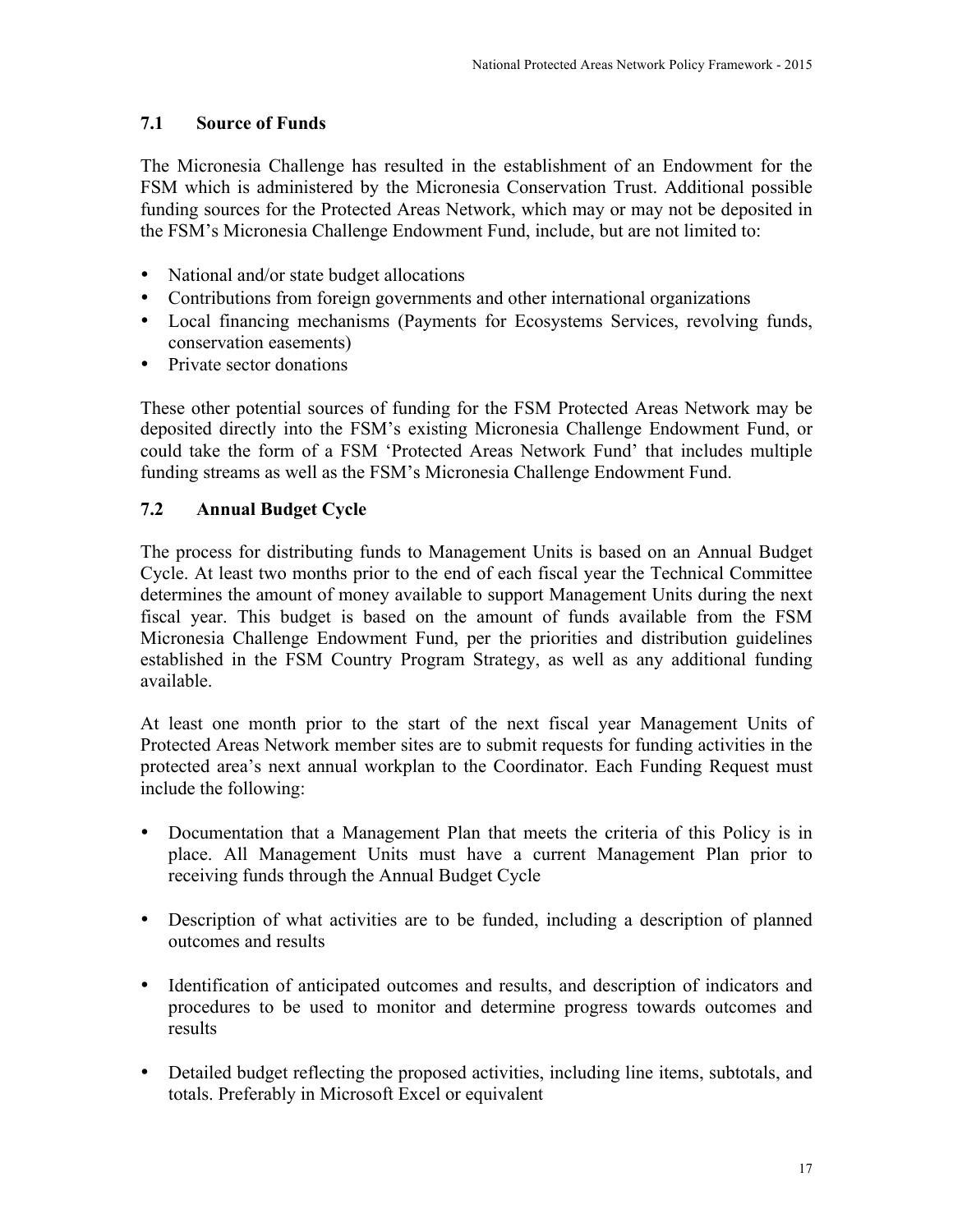### 7.1 Source of Funds

The Micronesia Challenge has resulted in the establishment of an Endowment for the FSM which is administered by the Micronesia Conservation Trust. Additional possible funding sources for the Protected Areas Network, which may or may not be deposited in the FSM's Micronesia Challenge Endowment Fund, include, but are not limited to:

- National and/or state budget allocations
- Contributions from foreign governments and other international organizations
- Local financing mechanisms (Payments for Ecosystems Services, revolving funds, conservation easements)
- Private sector donations

These other potential sources of funding for the FSM Protected Areas Network may be deposited directly into the FSM's existing Micronesia Challenge Endowment Fund, or could take the form of a FSM 'Protected Areas Network Fund' that includes multiple funding streams as well as the FSM's Micronesia Challenge Endowment Fund.

### 7.2 Annual Budget Cycle

The process for distributing funds to Management Units is based on an Annual Budget Cycle. At least two months prior to the end of each fiscal year the Technical Committee determines the amount of money available to support Management Units during the next fiscal year. This budget is based on the amount of funds available from the FSM Micronesia Challenge Endowment Fund, per the priorities and distribution guidelines established in the FSM Country Program Strategy, as well as any additional funding available.

At least one month prior to the start of the next fiscal year Management Units of Protected Areas Network member sites are to submit requests for funding activities in the protected area's next annual workplan to the Coordinator. Each Funding Request must include the following:

- Documentation that a Management Plan that meets the criteria of this Policy is in place. All Management Units must have a current Management Plan prior to receiving funds through the Annual Budget Cycle

- Description of what activities are to be funded, including a description of planned outcomes and results

- Identification of anticipated outcomes and results, and description of indicators and procedures to be used to monitor and determine progress towards outcomes and results

- Detailed budget reflecting the proposed activities, including line items, subtotals, and totals. Preferably in Microsoft Excel or equivalent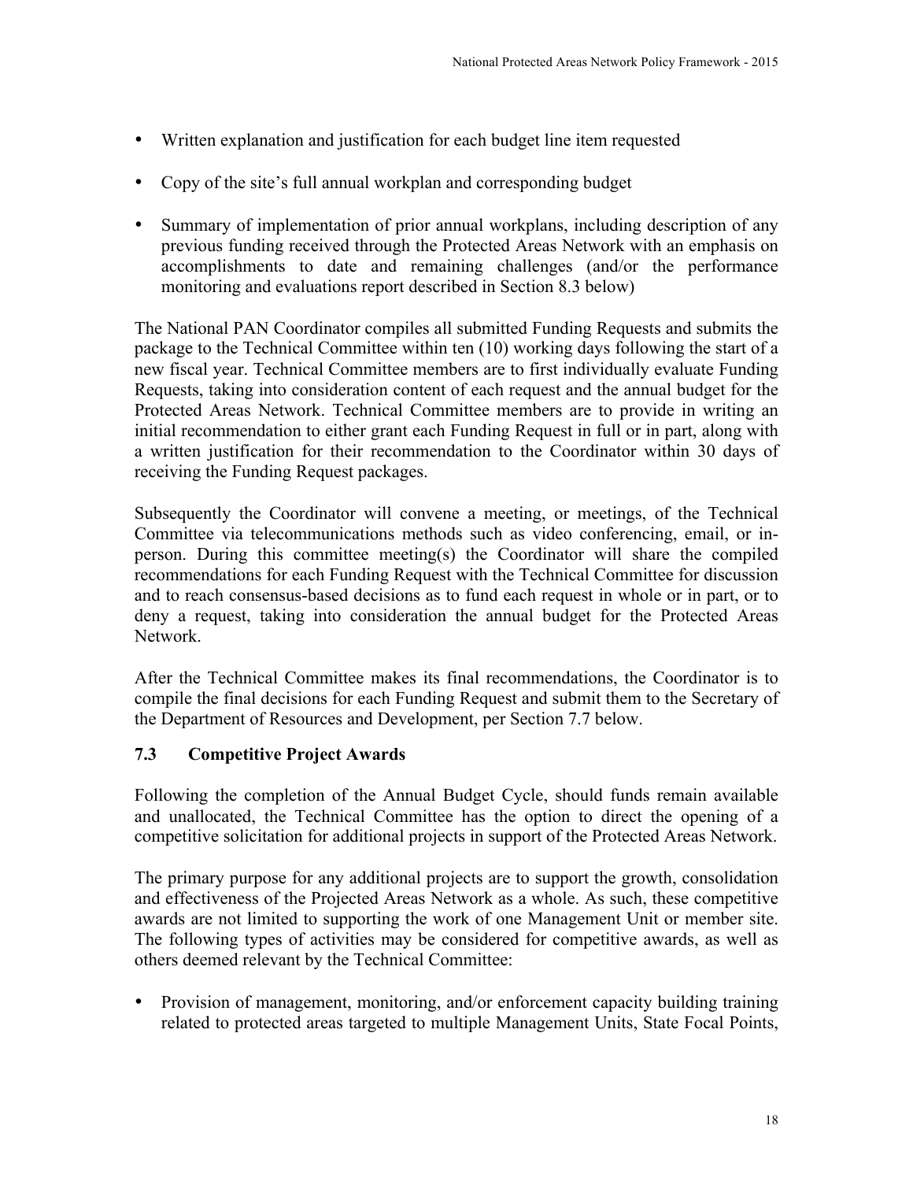- Written explanation and justification for each budget line item requested
- Copy of the site's full annual workplan and corresponding budget
- Summary of implementation of prior annual workplans, including description of any previous funding received through the Protected Areas Network with an emphasis on accomplishments to date and remaining challenges (and/or the performance monitoring and evaluations report described in Section 8.3 below)

The National PAN Coordinator compiles all submitted Funding Requests and submits the package to the Technical Committee within ten (10) working days following the start of a new fiscal year. Technical Committee members are to first individually evaluate Funding Requests, taking into consideration content of each request and the annual budget for the Protected Areas Network. Technical Committee members are to provide in writing an initial recommendation to either grant each Funding Request in full or in part, along with a written justification for their recommendation to the Coordinator within 30 days of receiving the Funding Request packages.

Subsequently the Coordinator will convene a meeting, or meetings, of the Technical Committee via telecommunications methods such as video conferencing, email, or in-person. During this committee meeting(s) the Coordinator will share the compiled recommendations for each Funding Request with the Technical Committee for discussion and to reach consensus-based decisions as to fund each request in whole or in part, or to deny a request, taking into consideration the annual budget for the Protected Areas Network.

After the Technical Committee makes its final recommendations, the Coordinator is to compile the final decisions for each Funding Request and submit them to the Secretary of the Department of Resources and Development, per Section 7.7 below.

### 7.3 Competitive Project Awards

Following the completion of the Annual Budget Cycle, should funds remain available and unallocated, the Technical Committee has the option to direct the opening of a competitive solicitation for additional projects in support of the Protected Areas Network.

The primary purpose for any additional projects are to support the growth, consolidation and effectiveness of the Projected Areas Network as a whole. As such, these competitive awards are not limited to supporting the work of one Management Unit or member site. The following types of activities may be considered for competitive awards, as well as others deemed relevant by the Technical Committee:

- Provision of management, monitoring, and/or enforcement capacity building training related to protected areas targeted to multiple Management Units, State Focal Points,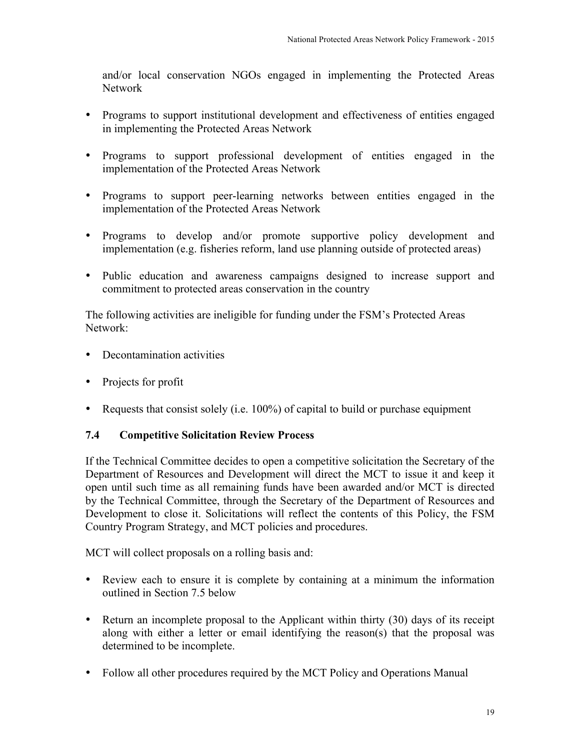and/or local conservation NGOs engaged in implementing the Protected Areas Network

- Programs to support institutional development and effectiveness of entities engaged in implementing the Protected Areas Network
- Programs to support professional development of entities engaged in the implementation of the Protected Areas Network
- Programs to support peer-learning networks between entities engaged in the implementation of the Protected Areas Network
- Programs to develop and/or promote supportive policy development and implementation (e.g. fisheries reform, land use planning outside of protected areas)
- Public education and awareness campaigns designed to increase support and commitment to protected areas conservation in the country

The following activities are ineligible for funding under the FSM's Protected Areas Network:

- Decontamination activities
- Projects for profit
- Requests that consist solely (i.e. 100%) of capital to build or purchase equipment

### 7.4 Competitive Solicitation Review Process

If the Technical Committee decides to open a competitive solicitation the Secretary of the Department of Resources and Development will direct the MCT to issue it and keep it open until such time as all remaining funds have been awarded and/or MCT is directed by the Technical Committee, through the Secretary of the Department of Resources and Development to close it. Solicitations will reflect the contents of this Policy, the FSM Country Program Strategy, and MCT policies and procedures.

MCT will collect proposals on a rolling basis and:

- Review each to ensure it is complete by containing at a minimum the information outlined in Section 7.5 below
- Return an incomplete proposal to the Applicant within thirty (30) days of its receipt along with either a letter or email identifying the reason(s) that the proposal was determined to be incomplete.
- Follow all other procedures required by the MCT Policy and Operations Manual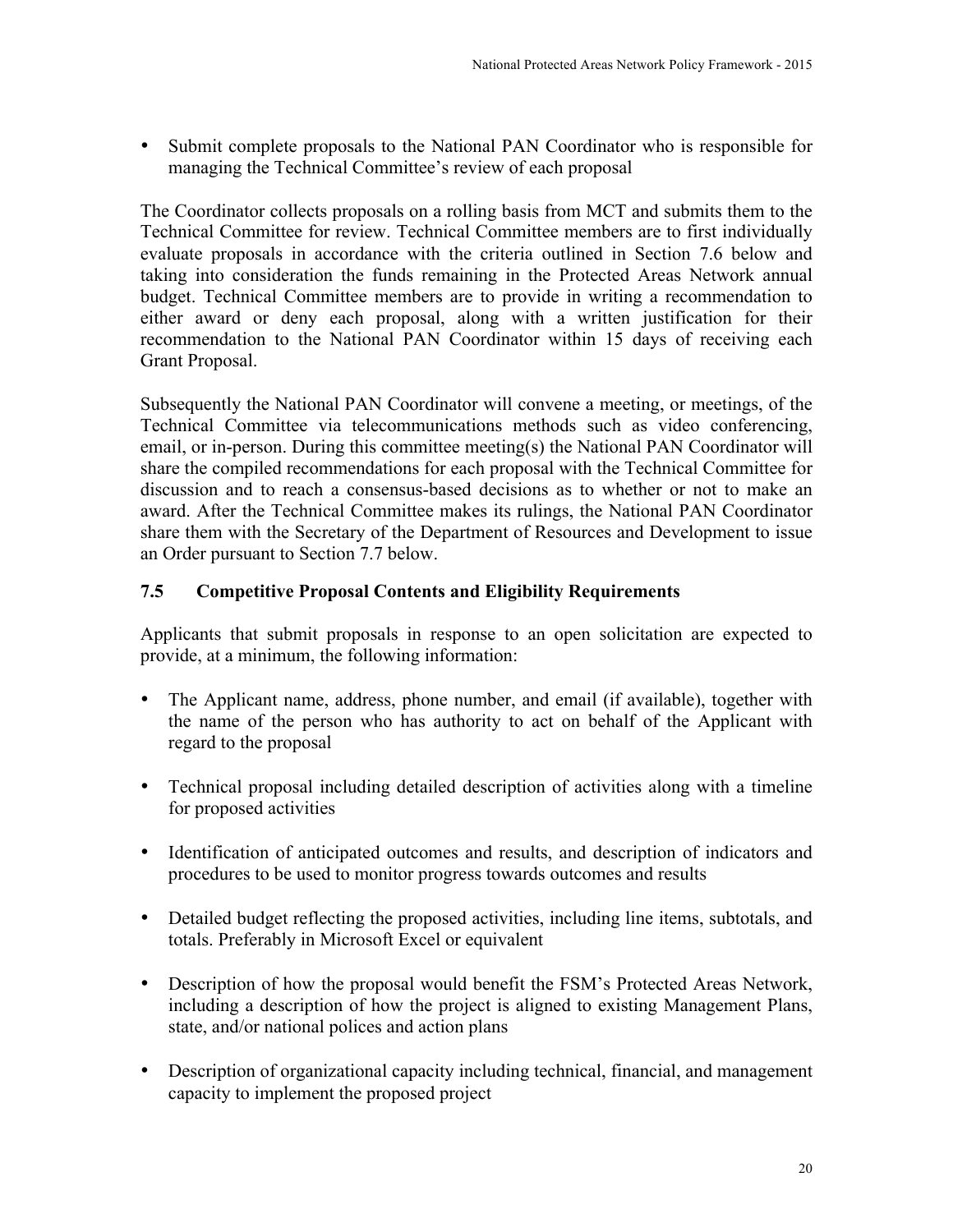- Submit complete proposals to the National PAN Coordinator who is responsible for managing the Technical Committee's review of each proposal

The Coordinator collects proposals on a rolling basis from MCT and submits them to the Technical Committee for review. Technical Committee members are to first individually evaluate proposals in accordance with the criteria outlined in Section 7.6 below and taking into consideration the funds remaining in the Protected Areas Network annual budget. Technical Committee members are to provide in writing a recommendation to either award or deny each proposal, along with a written justification for their recommendation to the National PAN Coordinator within 15 days of receiving each Grant Proposal.

Subsequently the National PAN Coordinator will convene a meeting, or meetings, of the Technical Committee via telecommunications methods such as video conferencing, email, or in-person. During this committee meeting(s) the National PAN Coordinator will share the compiled recommendations for each proposal with the Technical Committee for discussion and to reach a consensus-based decisions as to whether or not to make an award. After the Technical Committee makes its rulings, the National PAN Coordinator share them with the Secretary of the Department of Resources and Development to issue an Order pursuant to Section 7.7 below.

### 7.5 Competitive Proposal Contents and Eligibility Requirements

Applicants that submit proposals in response to an open solicitation are expected to provide, at a minimum, the following information:

- The Applicant name, address, phone number, and email (if available), together with the name of the person who has authority to act on behalf of the Applicant with regard to the proposal

- Technical proposal including detailed description of activities along with a timeline for proposed activities

- Identification of anticipated outcomes and results, and description of indicators and procedures to be used to monitor progress towards outcomes and results

- Detailed budget reflecting the proposed activities, including line items, subtotals, and totals. Preferably in Microsoft Excel or equivalent

- Description of how the proposal would benefit the FSM's Protected Areas Network, including a description of how the project is aligned to existing Management Plans, state, and/or national polices and action plans

- Description of organizational capacity including technical, financial, and management capacity to implement the proposed project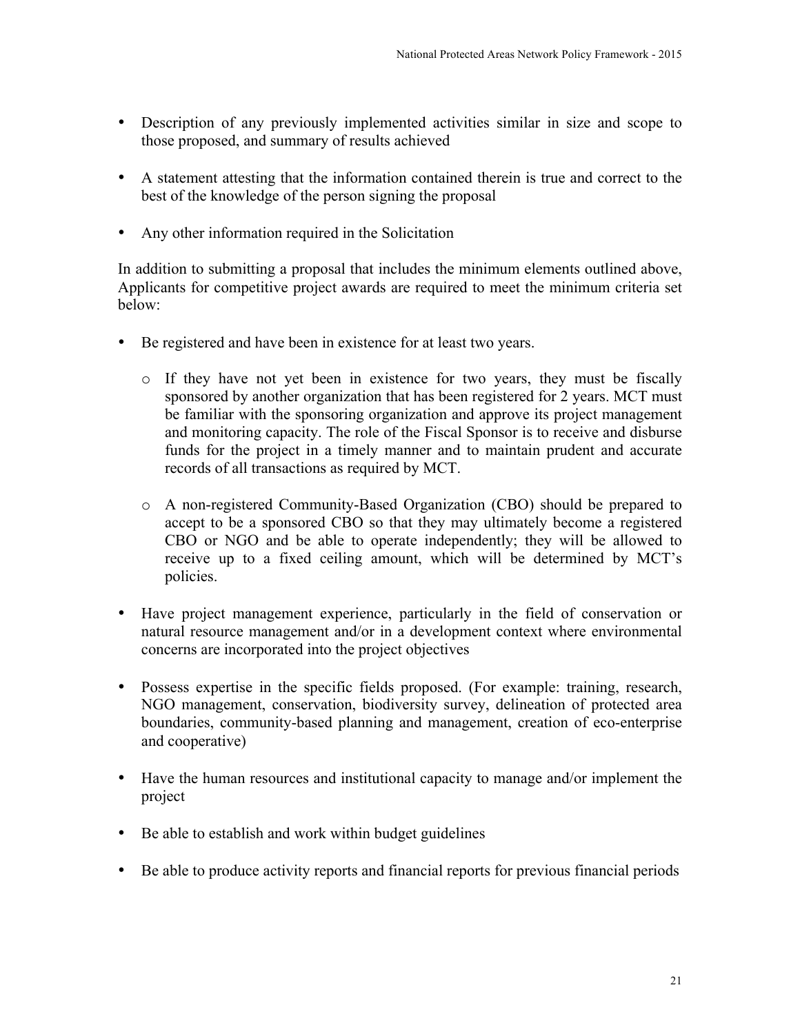- Description of any previously implemented activities similar in size and scope to those proposed, and summary of results achieved

- A statement attesting that the information contained therein is true and correct to the best of the knowledge of the person signing the proposal

- Any other information required in the Solicitation

In addition to submitting a proposal that includes the minimum elements outlined above, Applicants for competitive project awards are required to meet the minimum criteria set below:

- Be registered and have been in existence for at least two years.

  - If they have not yet been in existence for two years, they must be fiscally sponsored by another organization that has been registered for 2 years. MCT must be familiar with the sponsoring organization and approve its project management and monitoring capacity. The role of the Fiscal Sponsor is to receive and disburse funds for the project in a timely manner and to maintain prudent and accurate records of all transactions as required by MCT.

  - A non-registered Community-Based Organization (CBO) should be prepared to accept to be a sponsored CBO so that they may ultimately become a registered CBO or NGO and be able to operate independently; they will be allowed to receive up to a fixed ceiling amount, which will be determined by MCT's policies.

- Have project management experience, particularly in the field of conservation or natural resource management and/or in a development context where environmental concerns are incorporated into the project objectives

- Possess expertise in the specific fields proposed. (For example: training, research, NGO management, conservation, biodiversity survey, delineation of protected area boundaries, community-based planning and management, creation of eco-enterprise and cooperative)

- Have the human resources and institutional capacity to manage and/or implement the project

- Be able to establish and work within budget guidelines

- Be able to produce activity reports and financial reports for previous financial periods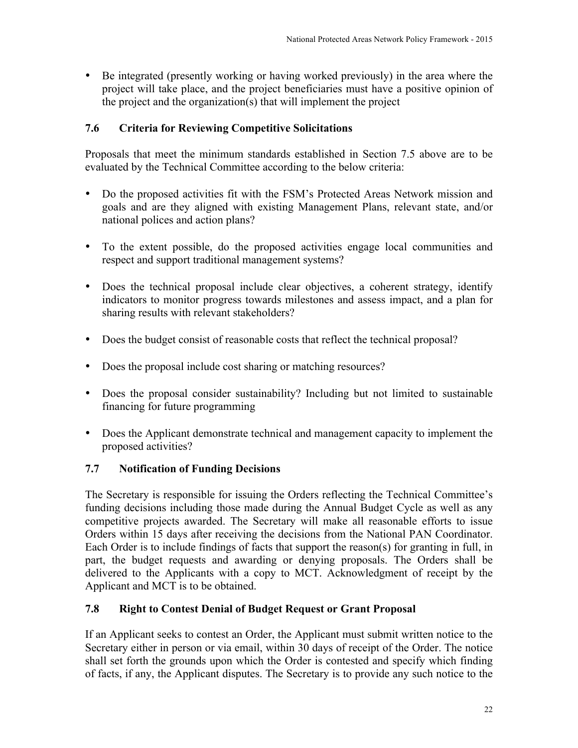- Be integrated (presently working or having worked previously) in the area where the project will take place, and the project beneficiaries must have a positive opinion of the project and the organization(s) that will implement the project

### 7.6 Criteria for Reviewing Competitive Solicitations

Proposals that meet the minimum standards established in Section 7.5 above are to be evaluated by the Technical Committee according to the below criteria:

- Do the proposed activities fit with the FSM's Protected Areas Network mission and goals and are they aligned with existing Management Plans, relevant state, and/or national polices and action plans?
- To the extent possible, do the proposed activities engage local communities and respect and support traditional management systems?
- Does the technical proposal include clear objectives, a coherent strategy, identify indicators to monitor progress towards milestones and assess impact, and a plan for sharing results with relevant stakeholders?
- Does the budget consist of reasonable costs that reflect the technical proposal?
- Does the proposal include cost sharing or matching resources?
- Does the proposal consider sustainability? Including but not limited to sustainable financing for future programming
- Does the Applicant demonstrate technical and management capacity to implement the proposed activities?

### 7.7 Notification of Funding Decisions

The Secretary is responsible for issuing the Orders reflecting the Technical Committee's funding decisions including those made during the Annual Budget Cycle as well as any competitive projects awarded. The Secretary will make all reasonable efforts to issue Orders within 15 days after receiving the decisions from the National PAN Coordinator. Each Order is to include findings of facts that support the reason(s) for granting in full, in part, the budget requests and awarding or denying proposals. The Orders shall be delivered to the Applicants with a copy to MCT. Acknowledgment of receipt by the Applicant and MCT is to be obtained.

### 7.8 Right to Contest Denial of Budget Request or Grant Proposal

If an Applicant seeks to contest an Order, the Applicant must submit written notice to the Secretary either in person or via email, within 30 days of receipt of the Order. The notice shall set forth the grounds upon which the Order is contested and specify which finding of facts, if any, the Applicant disputes. The Secretary is to provide any such notice to the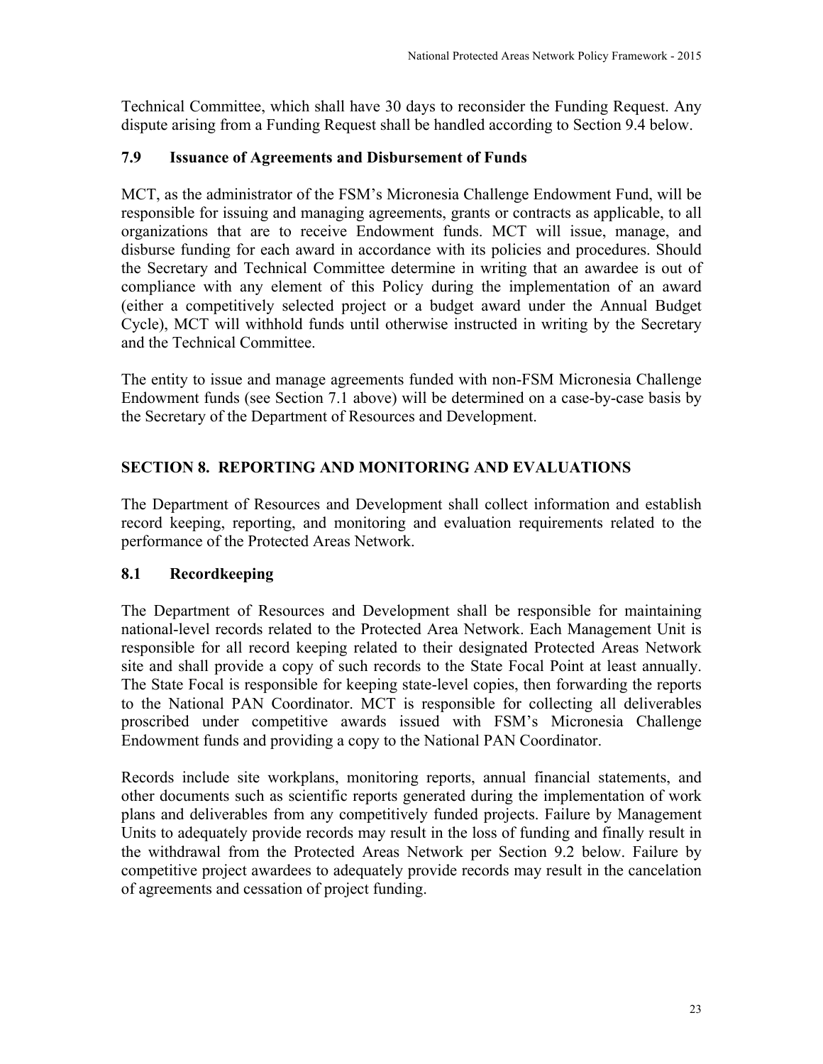Technical Committee, which shall have 30 days to reconsider the Funding Request. Any dispute arising from a Funding Request shall be handled according to Section 9.4 below.

### 7.9 Issuance of Agreements and Disbursement of Funds

MCT, as the administrator of the FSM's Micronesia Challenge Endowment Fund, will be responsible for issuing and managing agreements, grants or contracts as applicable, to all organizations that are to receive Endowment funds. MCT will issue, manage, and disburse funding for each award in accordance with its policies and procedures. Should the Secretary and Technical Committee determine in writing that an awardee is out of compliance with any element of this Policy during the implementation of an award (either a competitively selected project or a budget award under the Annual Budget Cycle), MCT will withhold funds until otherwise instructed in writing by the Secretary and the Technical Committee.

The entity to issue and manage agreements funded with non-FSM Micronesia Challenge Endowment funds (see Section 7.1 above) will be determined on a case-by-case basis by the Secretary of the Department of Resources and Development.

## SECTION 8. REPORTING AND MONITORING AND EVALUATIONS

The Department of Resources and Development shall collect information and establish record keeping, reporting, and monitoring and evaluation requirements related to the performance of the Protected Areas Network.

### 8.1 Recordkeeping

The Department of Resources and Development shall be responsible for maintaining national-level records related to the Protected Area Network. Each Management Unit is responsible for all record keeping related to their designated Protected Areas Network site and shall provide a copy of such records to the State Focal Point at least annually. The State Focal is responsible for keeping state-level copies, then forwarding the reports to the National PAN Coordinator. MCT is responsible for collecting all deliverables proscribed under competitive awards issued with FSM's Micronesia Challenge Endowment funds and providing a copy to the National PAN Coordinator.

Records include site workplans, monitoring reports, annual financial statements, and other documents such as scientific reports generated during the implementation of work plans and deliverables from any competitively funded projects. Failure by Management Units to adequately provide records may result in the loss of funding and finally result in the withdrawal from the Protected Areas Network per Section 9.2 below. Failure by competitive project awardees to adequately provide records may result in the cancelation of agreements and cessation of project funding.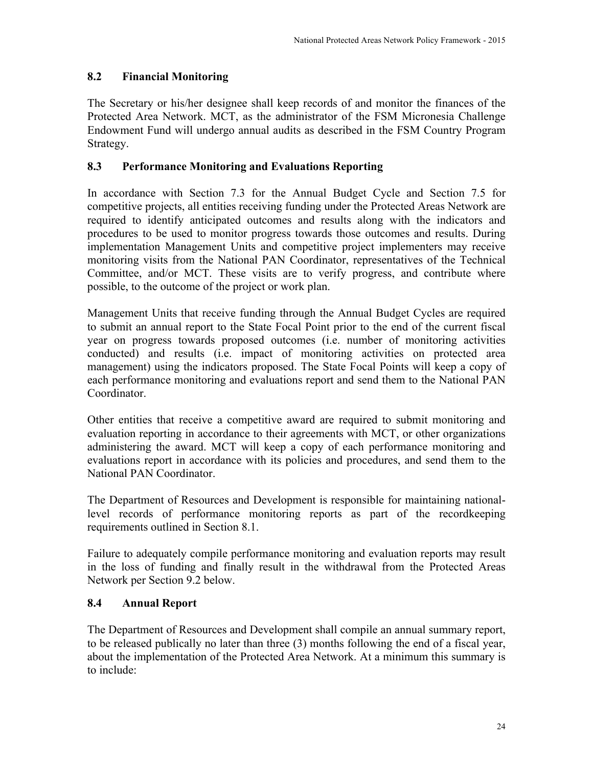### 8.2 Financial Monitoring

The Secretary or his/her designee shall keep records of and monitor the finances of the Protected Area Network. MCT, as the administrator of the FSM Micronesia Challenge Endowment Fund will undergo annual audits as described in the FSM Country Program Strategy.

### 8.3 Performance Monitoring and Evaluations Reporting

In accordance with Section 7.3 for the Annual Budget Cycle and Section 7.5 for competitive projects, all entities receiving funding under the Protected Areas Network are required to identify anticipated outcomes and results along with the indicators and procedures to be used to monitor progress towards those outcomes and results. During implementation Management Units and competitive project implementers may receive monitoring visits from the National PAN Coordinator, representatives of the Technical Committee, and/or MCT. These visits are to verify progress, and contribute where possible, to the outcome of the project or work plan.

Management Units that receive funding through the Annual Budget Cycles are required to submit an annual report to the State Focal Point prior to the end of the current fiscal year on progress towards proposed outcomes (i.e. number of monitoring activities conducted) and results (i.e. impact of monitoring activities on protected area management) using the indicators proposed. The State Focal Points will keep a copy of each performance monitoring and evaluations report and send them to the National PAN Coordinator.

Other entities that receive a competitive award are required to submit monitoring and evaluation reporting in accordance to their agreements with MCT, or other organizations administering the award. MCT will keep a copy of each performance monitoring and evaluations report in accordance with its policies and procedures, and send them to the National PAN Coordinator.

The Department of Resources and Development is responsible for maintaining national-level records of performance monitoring reports as part of the recordkeeping requirements outlined in Section 8.1.

Failure to adequately compile performance monitoring and evaluation reports may result in the loss of funding and finally result in the withdrawal from the Protected Areas Network per Section 9.2 below.

### 8.4 Annual Report

The Department of Resources and Development shall compile an annual summary report, to be released publically no later than three (3) months following the end of a fiscal year, about the implementation of the Protected Area Network. At a minimum this summary is to include: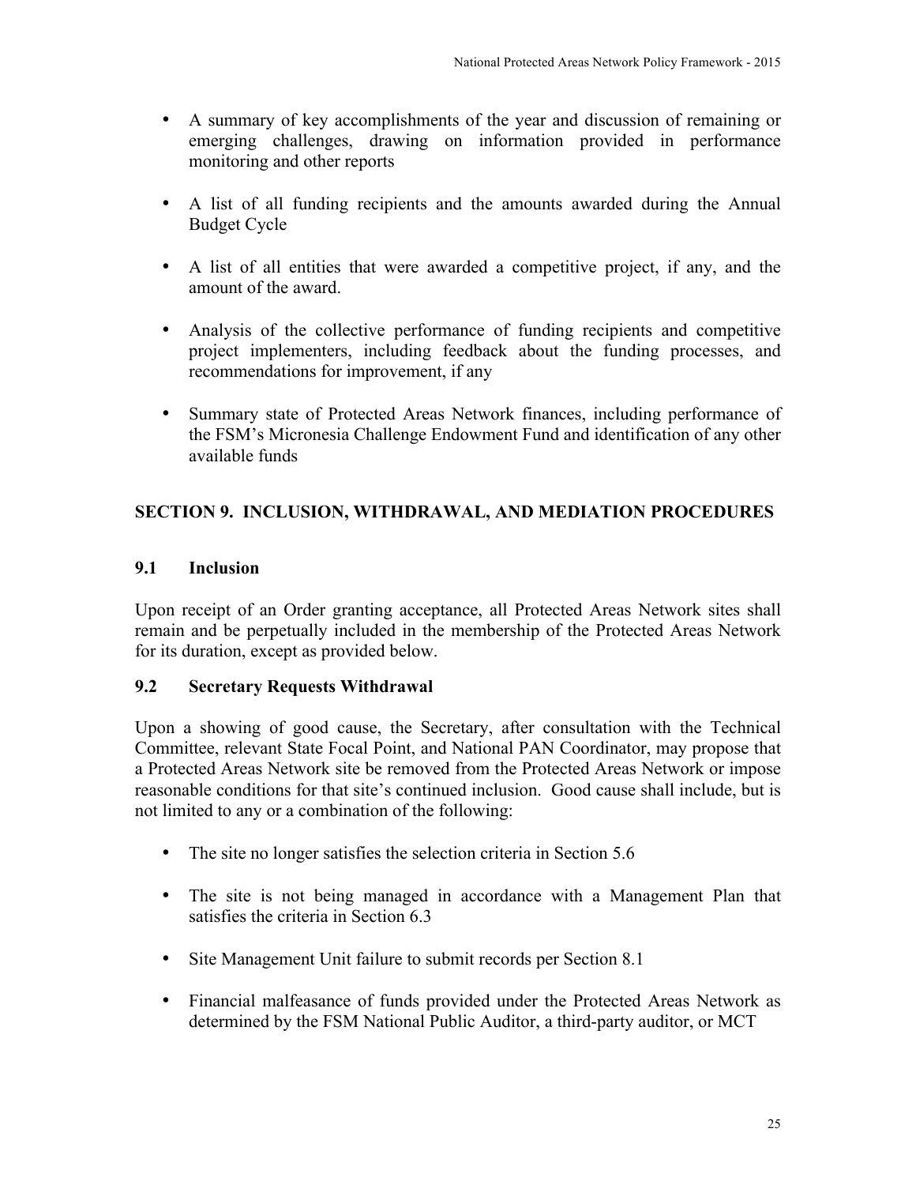- A summary of key accomplishments of the year and discussion of remaining or emerging challenges, drawing on information provided in performance monitoring and other reports

- A list of all funding recipients and the amounts awarded during the Annual Budget Cycle

- A list of all entities that were awarded a competitive project, if any, and the amount of the award.

- Analysis of the collective performance of funding recipients and competitive project implementers, including feedback about the funding processes, and recommendations for improvement, if any

- Summary state of Protected Areas Network finances, including performance of the FSM's Micronesia Challenge Endowment Fund and identification of any other available funds

## SECTION 9. INCLUSION, WITHDRAWAL, AND MEDIATION PROCEDURES

### 9.1 Inclusion

Upon receipt of an Order granting acceptance, all Protected Areas Network sites shall remain and be perpetually included in the membership of the Protected Areas Network for its duration, except as provided below.

### 9.2 Secretary Requests Withdrawal

Upon a showing of good cause, the Secretary, after consultation with the Technical Committee, relevant State Focal Point, and National PAN Coordinator, may propose that a Protected Areas Network site be removed from the Protected Areas Network or impose reasonable conditions for that site's continued inclusion. Good cause shall include, but is not limited to any or a combination of the following:

- The site no longer satisfies the selection criteria in Section 5.6

- The site is not being managed in accordance with a Management Plan that satisfies the criteria in Section 6.3

- Site Management Unit failure to submit records per Section 8.1

- Financial malfeasance of funds provided under the Protected Areas Network as determined by the FSM National Public Auditor, a third-party auditor, or MCT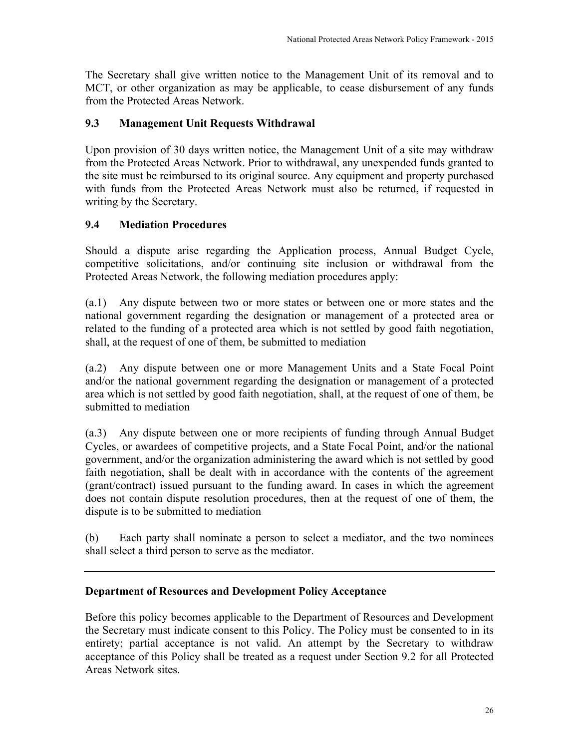The Secretary shall give written notice to the Management Unit of its removal and to MCT, or other organization as may be applicable, to cease disbursement of any funds from the Protected Areas Network.

### 9.3 Management Unit Requests Withdrawal

Upon provision of 30 days written notice, the Management Unit of a site may withdraw from the Protected Areas Network. Prior to withdrawal, any unexpended funds granted to the site must be reimbursed to its original source. Any equipment and property purchased with funds from the Protected Areas Network must also be returned, if requested in writing by the Secretary.

### 9.4 Mediation Procedures

Should a dispute arise regarding the Application process, Annual Budget Cycle, competitive solicitations, and/or continuing site inclusion or withdrawal from the Protected Areas Network, the following mediation procedures apply:

(a.1) Any dispute between two or more states or between one or more states and the national government regarding the designation or management of a protected area or related to the funding of a protected area which is not settled by good faith negotiation, shall, at the request of one of them, be submitted to mediation

(a.2) Any dispute between one or more Management Units and a State Focal Point and/or the national government regarding the designation or management of a protected area which is not settled by good faith negotiation, shall, at the request of one of them, be submitted to mediation

(a.3) Any dispute between one or more recipients of funding through Annual Budget Cycles, or awardees of competitive projects, and a State Focal Point, and/or the national government, and/or the organization administering the award which is not settled by good faith negotiation, shall be dealt with in accordance with the contents of the agreement (grant/contract) issued pursuant to the funding award. In cases in which the agreement does not contain dispute resolution procedures, then at the request of one of them, the dispute is to be submitted to mediation

(b) Each party shall nominate a person to select a mediator, and the two nominees shall select a third person to serve as the mediator.

---

**Department of Resources and Development Policy Acceptance**

Before this policy becomes applicable to the Department of Resources and Development the Secretary must indicate consent to this Policy. The Policy must be consented to in its entirety; partial acceptance is not valid. An attempt by the Secretary to withdraw acceptance of this Policy shall be treated as a request under Section 9.2 for all Protected Areas Network sites.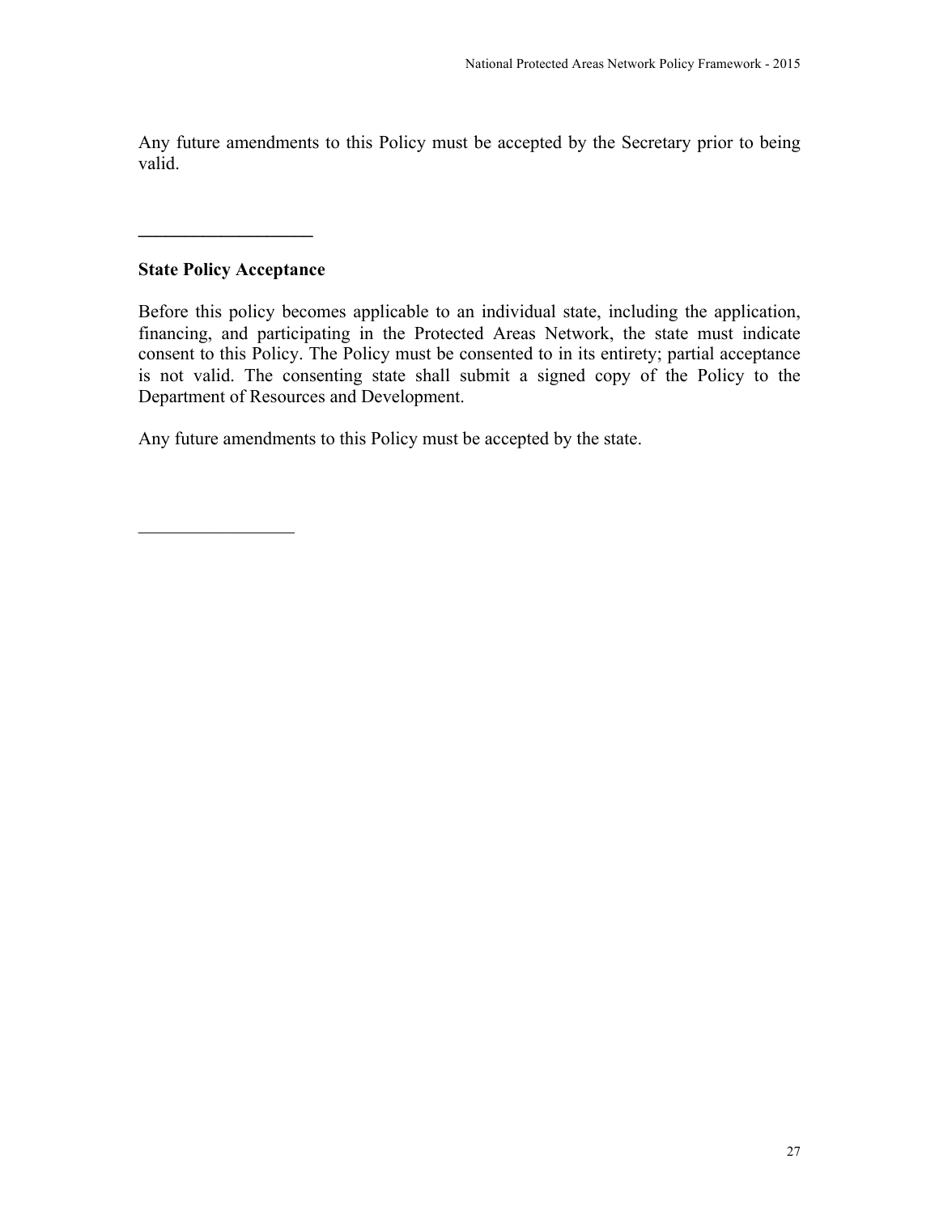Any future amendments to this Policy must be accepted by the Secretary prior to being valid.

___________________

**State Policy Acceptance**

Before this policy becomes applicable to an individual state, including the application, financing, and participating in the Protected Areas Network, the state must indicate consent to this Policy. The Policy must be consented to in its entirety; partial acceptance is not valid. The consenting state shall submit a signed copy of the Policy to the Department of Resources and Development.

Any future amendments to this Policy must be accepted by the state.

_________________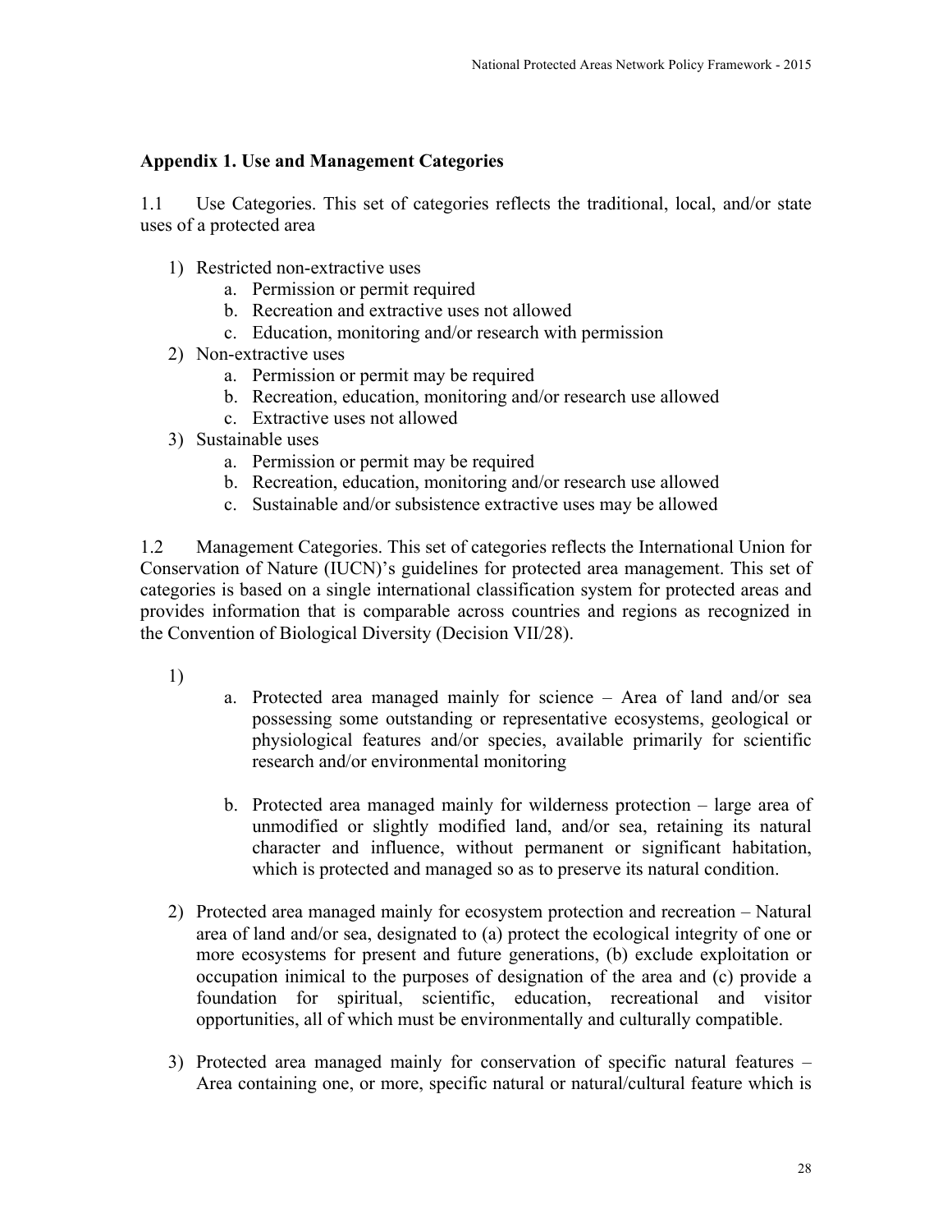## Appendix 1. Use and Management Categories

1.1 Use Categories. This set of categories reflects the traditional, local, and/or state uses of a protected area

1) Restricted non-extractive uses
    a. Permission or permit required
    b. Recreation and extractive uses not allowed
    c. Education, monitoring and/or research with permission
2) Non-extractive uses
    a. Permission or permit may be required
    b. Recreation, education, monitoring and/or research use allowed
    c. Extractive uses not allowed
3) Sustainable uses
    a. Permission or permit may be required
    b. Recreation, education, monitoring and/or research use allowed
    c. Sustainable and/or subsistence extractive uses may be allowed

1.2 Management Categories. This set of categories reflects the International Union for Conservation of Nature (IUCN)'s guidelines for protected area management. This set of categories is based on a single international classification system for protected areas and provides information that is comparable across countries and regions as recognized in the Convention of Biological Diversity (Decision VII/28).

1)
    a. Protected area managed mainly for science – Area of land and/or sea possessing some outstanding or representative ecosystems, geological or physiological features and/or species, available primarily for scientific research and/or environmental monitoring

    b. Protected area managed mainly for wilderness protection – large area of unmodified or slightly modified land, and/or sea, retaining its natural character and influence, without permanent or significant habitation, which is protected and managed so as to preserve its natural condition.

2) Protected area managed mainly for ecosystem protection and recreation – Natural area of land and/or sea, designated to (a) protect the ecological integrity of one or more ecosystems for present and future generations, (b) exclude exploitation or occupation inimical to the purposes of designation of the area and (c) provide a foundation for spiritual, scientific, education, recreational and visitor opportunities, all of which must be environmentally and culturally compatible.

3) Protected area managed mainly for conservation of specific natural features – Area containing one, or more, specific natural or natural/cultural feature which is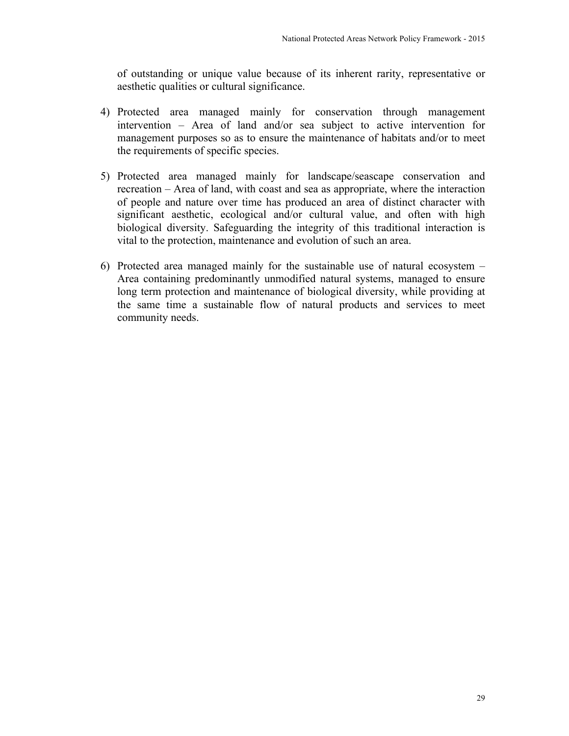of outstanding or unique value because of its inherent rarity, representative or aesthetic qualities or cultural significance.

4) Protected area managed mainly for conservation through management intervention – Area of land and/or sea subject to active intervention for management purposes so as to ensure the maintenance of habitats and/or to meet the requirements of specific species.

5) Protected area managed mainly for landscape/seascape conservation and recreation – Area of land, with coast and sea as appropriate, where the interaction of people and nature over time has produced an area of distinct character with significant aesthetic, ecological and/or cultural value, and often with high biological diversity. Safeguarding the integrity of this traditional interaction is vital to the protection, maintenance and evolution of such an area.

6) Protected area managed mainly for the sustainable use of natural ecosystem – Area containing predominantly unmodified natural systems, managed to ensure long term protection and maintenance of biological diversity, while providing at the same time a sustainable flow of natural products and services to meet community needs.